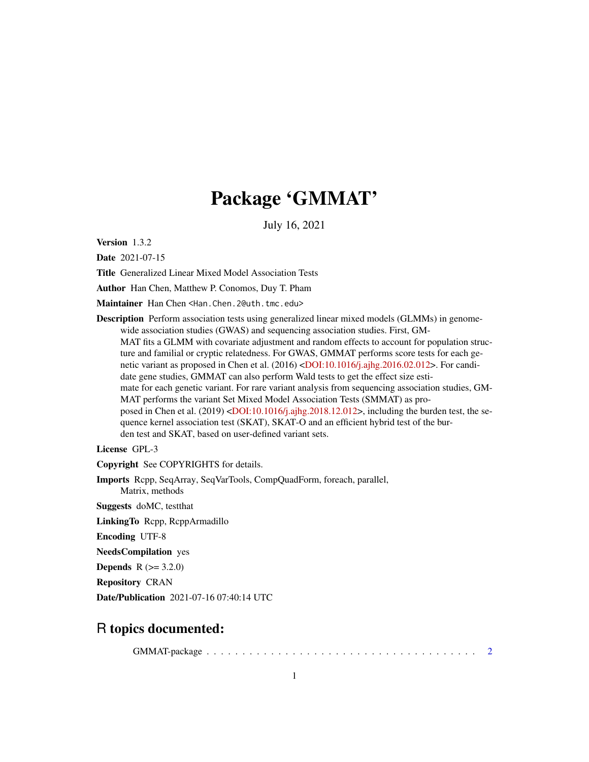# Package 'GMMAT'

July 16, 2021

**Version** 1.3.2

**Date** 2021-07-15

**Title** Generalized Linear Mixed Model Association Tests

**Author** Han Chen, Matthew P. Conomos, Duy T. Pham

**Maintainer** Han Chen <Han.Chen.2@uth.tmc.edu>

**Description** Perform association tests using generalized linear mixed models (GLMMs) in genome-wide association studies (GWAS) and sequencing association studies. First, GMMAT fits a GLMM with covariate adjustment and random effects to account for population structure and familial or cryptic relatedness. For GWAS, GMMAT performs score tests for each genetic variant as proposed in Chen et al. (2016) <DOI:10.1016/j.ajhg.2016.02.012>. For candidate gene studies, GMMAT can also perform Wald tests to get the effect size estimate for each genetic variant. For rare variant analysis from sequencing association studies, GMMAT performs the variant Set Mixed Model Association Tests (SMMAT) as proposed in Chen et al. (2019) <DOI:10.1016/j.ajhg.2018.12.012>, including the burden test, the sequence kernel association test (SKAT), SKAT-O and an efficient hybrid test of the burden test and SKAT, based on user-defined variant sets.

**License** GPL-3

**Copyright** See COPYRIGHTS for details.

**Imports** Rcpp, SeqArray, SeqVarTools, CompQuadForm, foreach, parallel, Matrix, methods

**Suggests** doMC, testthat

**LinkingTo** Rcpp, RcppArmadillo

**Encoding** UTF-8

**NeedsCompilation** yes

**Depends** R (>= 3.2.0)

**Repository** CRAN

**Date/Publication** 2021-07-16 07:40:14 UTC

## R topics documented:

GMMAT-package . . . . . . . . . . . . . . . . . . . . . . . . . . . . . . . . . . . . . . . . 2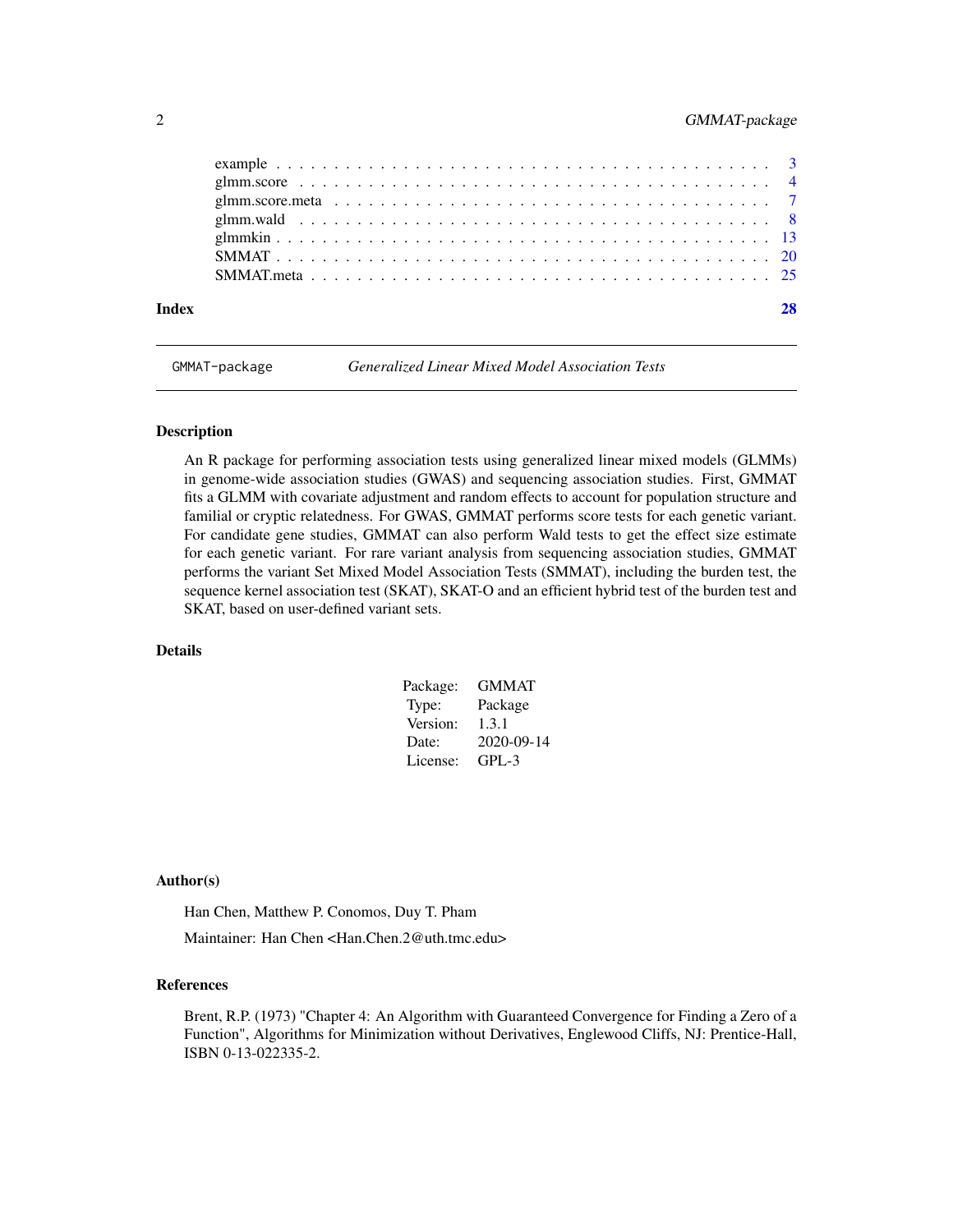| | |
|---|---|
| example | 3 |
| glmm.score | 4 |
| glmm.score.meta | 7 |
| glmm.wald | 8 |
| glmmkin | 13 |
| SMMAT | 20 |
| SMMAT.meta | 25 |
| **Index** | **28** |

---

`GMMAT-package` *Generalized Linear Mixed Model Association Tests*

---

### Description

An R package for performing association tests using generalized linear mixed models (GLMMs) in genome-wide association studies (GWAS) and sequencing association studies. First, GMMAT fits a GLMM with covariate adjustment and random effects to account for population structure and familial or cryptic relatedness. For GWAS, GMMAT performs score tests for each genetic variant. For candidate gene studies, GMMAT can also perform Wald tests to get the effect size estimate for each genetic variant. For rare variant analysis from sequencing association studies, GMMAT performs the variant Set Mixed Model Association Tests (SMMAT), including the burden test, the sequence kernel association test (SKAT), SKAT-O and an efficient hybrid test of the burden test and SKAT, based on user-defined variant sets.

### Details

| | |
|---|---|
| Package: | GMMAT |
| Type: | Package |
| Version: | 1.3.1 |
| Date: | 2020-09-14 |
| License: | GPL-3 |

### Author(s)

Han Chen, Matthew P. Conomos, Duy T. Pham

Maintainer: Han Chen <Han.Chen.2@uth.tmc.edu>

### References

Brent, R.P. (1973) "Chapter 4: An Algorithm with Guaranteed Convergence for Finding a Zero of a Function", Algorithms for Minimization without Derivatives, Englewood Cliffs, NJ: Prentice-Hall, ISBN 0-13-022335-2.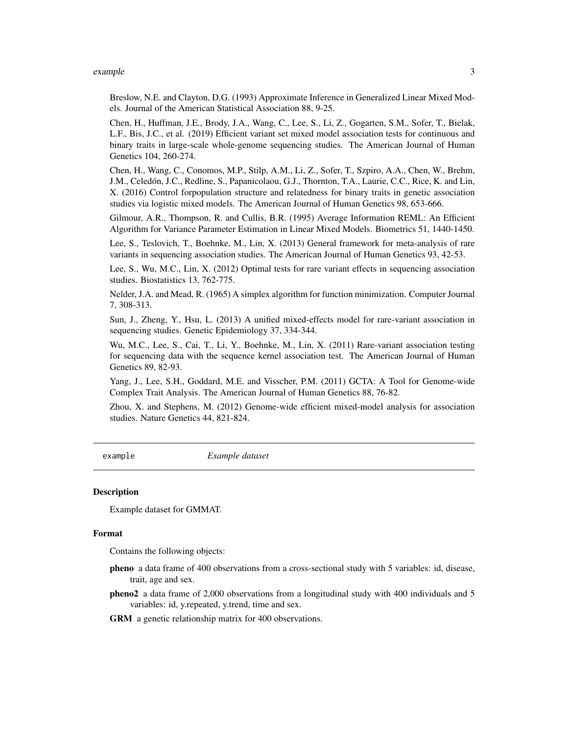Breslow, N.E. and Clayton, D.G. (1993) Approximate Inference in Generalized Linear Mixed Models. Journal of the American Statistical Association 88, 9-25.

Chen, H., Huffman, J.E., Brody, J.A., Wang, C., Lee, S., Li, Z., Gogarten, S.M., Sofer, T., Bielak, L.F., Bis, J.C., et al. (2019) Efficient variant set mixed model association tests for continuous and binary traits in large-scale whole-genome sequencing studies. The American Journal of Human Genetics 104, 260-274.

Chen, H., Wang, C., Conomos, M.P., Stilp, A.M., Li, Z., Sofer, T., Szpiro, A.A., Chen, W., Brehm, J.M., Celedón, J.C., Redline, S., Papanicolaou, G.J., Thornton, T.A., Laurie, C.C., Rice, K. and Lin, X. (2016) Control forpopulation structure and relatedness for binary traits in genetic association studies via logistic mixed models. The American Journal of Human Genetics 98, 653-666.

Gilmour, A.R., Thompson, R. and Cullis, B.R. (1995) Average Information REML: An Efficient Algorithm for Variance Parameter Estimation in Linear Mixed Models. Biometrics 51, 1440-1450.

Lee, S., Teslovich, T., Boehnke, M., Lin, X. (2013) General framework for meta-analysis of rare variants in sequencing association studies. The American Journal of Human Genetics 93, 42-53.

Lee, S., Wu, M.C., Lin, X. (2012) Optimal tests for rare variant effects in sequencing association studies. Biostatistics 13, 762-775.

Nelder, J.A. and Mead, R. (1965) A simplex algorithm for function minimization. Computer Journal 7, 308-313.

Sun, J., Zheng, Y., Hsu, L. (2013) A unified mixed-effects model for rare-variant association in sequencing studies. Genetic Epidemiology 37, 334-344.

Wu, M.C., Lee, S., Cai, T., Li, Y., Boehnke, M., Lin, X. (2011) Rare-variant association testing for sequencing data with the sequence kernel association test. The American Journal of Human Genetics 89, 82-93.

Yang, J., Lee, S.H., Goddard, M.E. and Visscher, P.M. (2011) GCTA: A Tool for Genome-wide Complex Trait Analysis. The American Journal of Human Genetics 88, 76-82.

Zhou, X. and Stephens, M. (2012) Genome-wide efficient mixed-model analysis for association studies. Nature Genetics 44, 821-824.

---

## `example` *Example dataset*

### Description

Example dataset for GMMAT.

### Format

Contains the following objects:

**pheno** a data frame of 400 observations from a cross-sectional study with 5 variables: id, disease, trait, age and sex.

**pheno2** a data frame of 2,000 observations from a longitudinal study with 400 individuals and 5 variables: id, y.repeated, y.trend, time and sex.

**GRM** a genetic relationship matrix for 400 observations.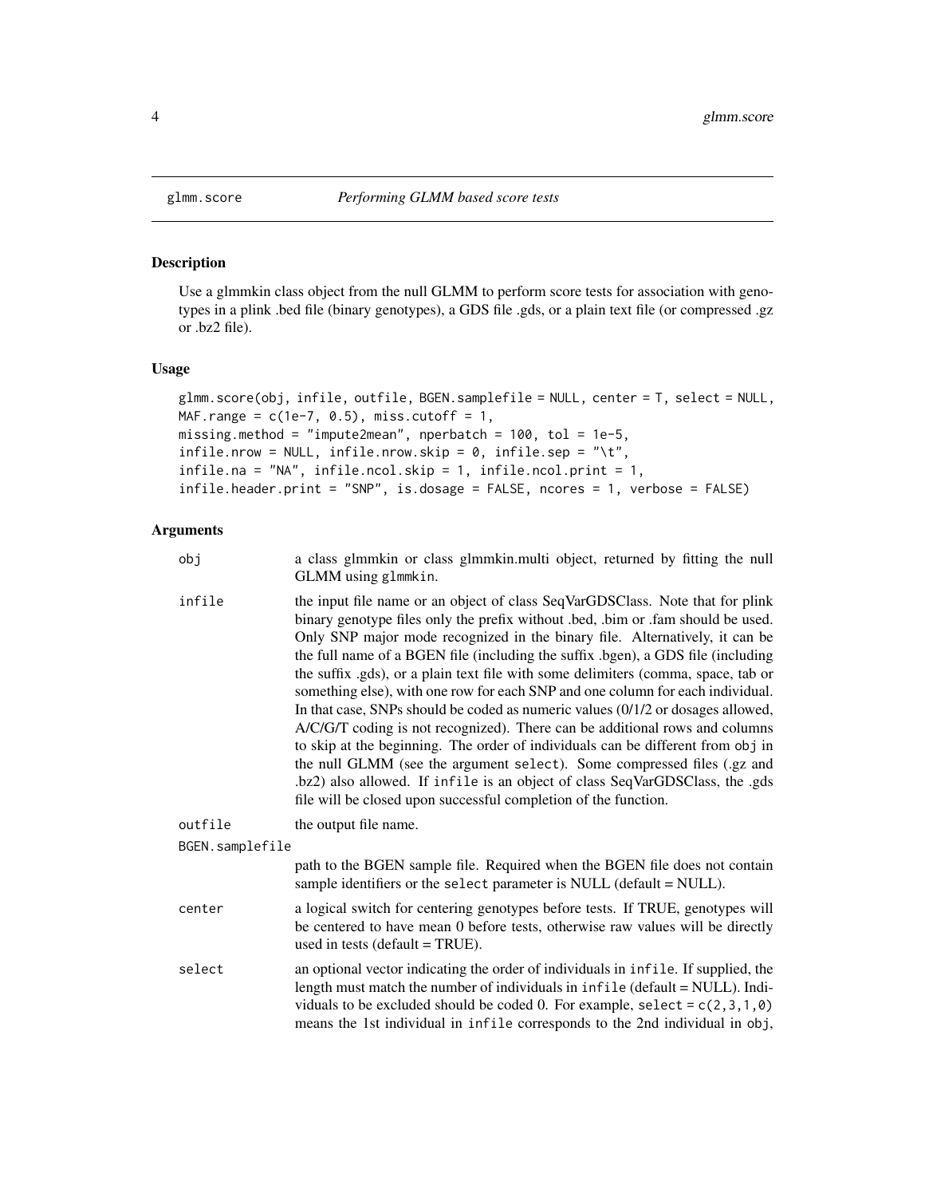## glmm.score *Performing GLMM based score tests*

### Description

Use a glmmkin class object from the null GLMM to perform score tests for association with genotypes in a plink .bed file (binary genotypes), a GDS file .gds, or a plain text file (or compressed .gz or .bz2 file).

### Usage

```
glmm.score(obj, infile, outfile, BGEN.samplefile = NULL, center = T, select = NULL,
MAF.range = c(1e-7, 0.5), miss.cutoff = 1,
missing.method = "impute2mean", nperbatch = 100, tol = 1e-5,
infile.nrow = NULL, infile.nrow.skip = 0, infile.sep = "\t",
infile.na = "NA", infile.ncol.skip = 1, infile.ncol.print = 1,
infile.header.print = "SNP", is.dosage = FALSE, ncores = 1, verbose = FALSE)
```

### Arguments

`obj` a class glmmkin or class glmmkin.multi object, returned by fitting the null GLMM using `glmmkin`.

`infile` the input file name or an object of class SeqVarGDSClass. Note that for plink binary genotype files only the prefix without .bed, .bim or .fam should be used. Only SNP major mode recognized in the binary file. Alternatively, it can be the full name of a BGEN file (including the suffix .bgen), a GDS file (including the suffix .gds), or a plain text file with some delimiters (comma, space, tab or something else), with one row for each SNP and one column for each individual. In that case, SNPs should be coded as numeric values (0/1/2 or dosages allowed, A/C/G/T coding is not recognized). There can be additional rows and columns to skip at the beginning. The order of individuals can be different from `obj` in the null GLMM (see the argument `select`). Some compressed files (.gz and .bz2) also allowed. If `infile` is an object of class SeqVarGDSClass, the .gds file will be closed upon successful completion of the function.

`outfile` the output file name.

`BGEN.samplefile` path to the BGEN sample file. Required when the BGEN file does not contain sample identifiers or the `select` parameter is NULL (default = NULL).

`center` a logical switch for centering genotypes before tests. If TRUE, genotypes will be centered to have mean 0 before tests, otherwise raw values will be directly used in tests (default = TRUE).

`select` an optional vector indicating the order of individuals in `infile`. If supplied, the length must match the number of individuals in `infile` (default = NULL). Individuals to be excluded should be coded 0. For example, `select = c(2,3,1,0)` means the 1st individual in `infile` corresponds to the 2nd individual in `obj`,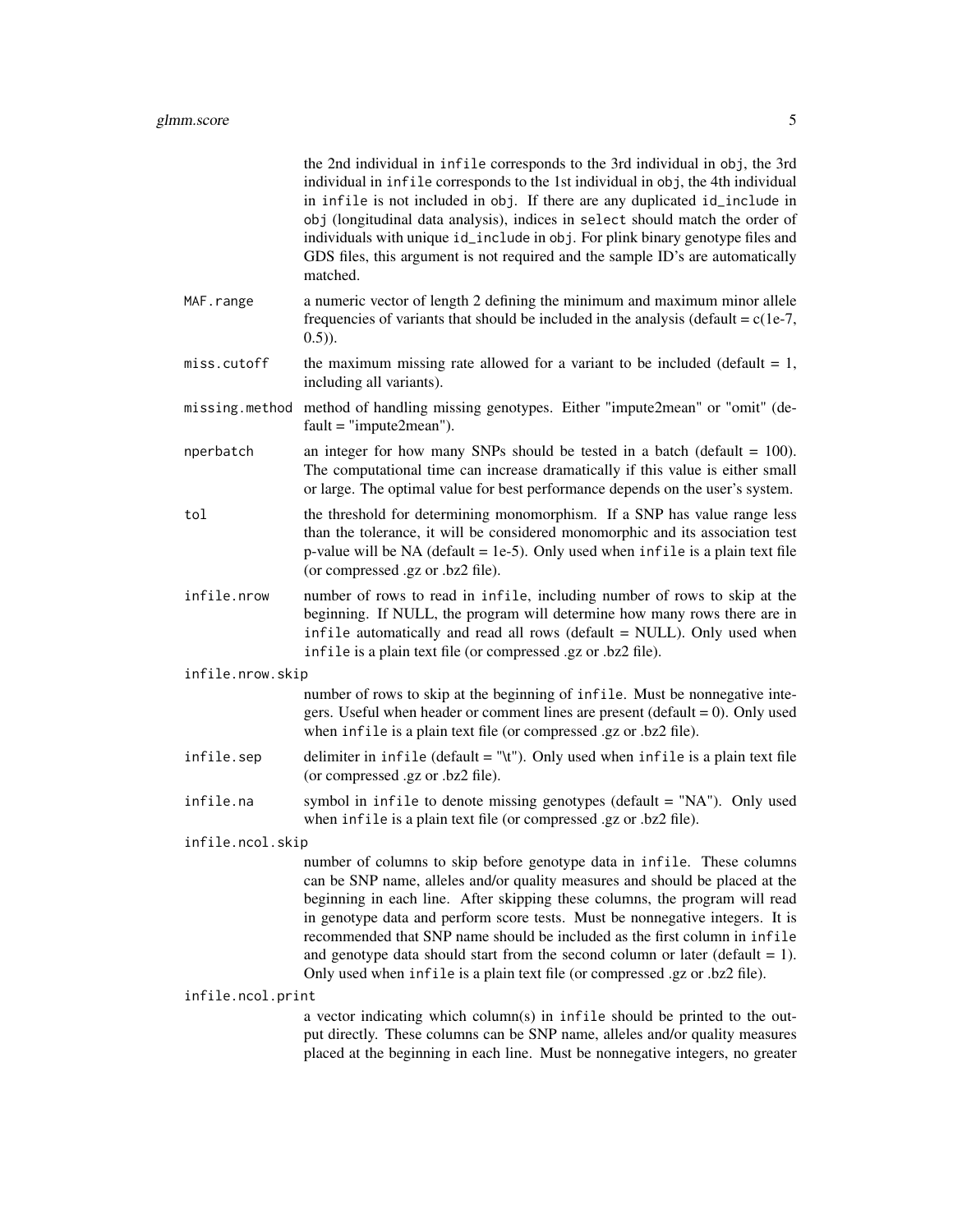the 2nd individual in infile corresponds to the 3rd individual in obj, the 3rd individual in infile corresponds to the 1st individual in obj, the 4th individual in infile is not included in obj. If there are any duplicated id_include in obj (longitudinal data analysis), indices in select should match the order of individuals with unique id_include in obj. For plink binary genotype files and GDS files, this argument is not required and the sample ID's are automatically matched.

MAF.range
: a numeric vector of length 2 defining the minimum and maximum minor allele frequencies of variants that should be included in the analysis (default = c(1e-7, 0.5)).

miss.cutoff
: the maximum missing rate allowed for a variant to be included (default = 1, including all variants).

missing.method
: method of handling missing genotypes. Either "impute2mean" or "omit" (default = "impute2mean").

nperbatch
: an integer for how many SNPs should be tested in a batch (default = 100). The computational time can increase dramatically if this value is either small or large. The optimal value for best performance depends on the user's system.

tol
: the threshold for determining monomorphism. If a SNP has value range less than the tolerance, it will be considered monomorphic and its association test p-value will be NA (default = 1e-5). Only used when infile is a plain text file (or compressed .gz or .bz2 file).

infile.nrow
: number of rows to read in infile, including number of rows to skip at the beginning. If NULL, the program will determine how many rows there are in infile automatically and read all rows (default = NULL). Only used when infile is a plain text file (or compressed .gz or .bz2 file).

infile.nrow.skip
: number of rows to skip at the beginning of infile. Must be nonnegative integers. Useful when header or comment lines are present (default = 0). Only used when infile is a plain text file (or compressed .gz or .bz2 file).

infile.sep
: delimiter in infile (default = "\t"). Only used when infile is a plain text file (or compressed .gz or .bz2 file).

infile.na
: symbol in infile to denote missing genotypes (default = "NA"). Only used when infile is a plain text file (or compressed .gz or .bz2 file).

infile.ncol.skip
: number of columns to skip before genotype data in infile. These columns can be SNP name, alleles and/or quality measures and should be placed at the beginning in each line. After skipping these columns, the program will read in genotype data and perform score tests. Must be nonnegative integers. It is recommended that SNP name should be included as the first column in infile and genotype data should start from the second column or later (default = 1). Only used when infile is a plain text file (or compressed .gz or .bz2 file).

infile.ncol.print
: a vector indicating which column(s) in infile should be printed to the output directly. These columns can be SNP name, alleles and/or quality measures placed at the beginning in each line. Must be nonnegative integers, no greater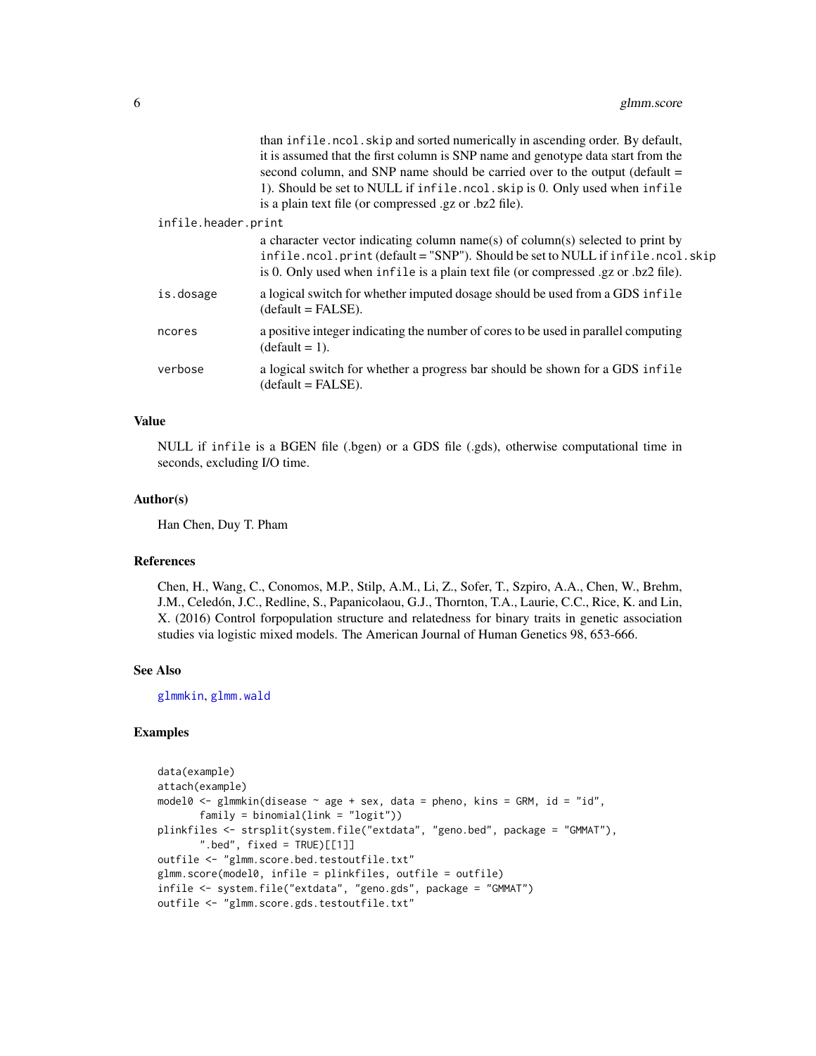than `infile.ncol.skip` and sorted numerically in ascending order. By default, it is assumed that the first column is SNP name and genotype data start from the second column, and SNP name should be carried over to the output (default = 1). Should be set to NULL if `infile.ncol.skip` is 0. Only used when `infile` is a plain text file (or compressed .gz or .bz2 file).

`infile.header.print`
: a character vector indicating column name(s) of column(s) selected to print by `infile.ncol.print` (default = "SNP"). Should be set to NULL if `infile.ncol.skip` is 0. Only used when `infile` is a plain text file (or compressed .gz or .bz2 file).

`is.dosage`
: a logical switch for whether imputed dosage should be used from a GDS `infile` (default = FALSE).

`ncores`
: a positive integer indicating the number of cores to be used in parallel computing (default = 1).

`verbose`
: a logical switch for whether a progress bar should be shown for a GDS `infile` (default = FALSE).

## Value

NULL if `infile` is a BGEN file (.bgen) or a GDS file (.gds), otherwise computational time in seconds, excluding I/O time.

## Author(s)

Han Chen, Duy T. Pham

## References

Chen, H., Wang, C., Conomos, M.P., Stilp, A.M., Li, Z., Sofer, T., Szpiro, A.A., Chen, W., Brehm, J.M., Celedón, J.C., Redline, S., Papanicolaou, G.J., Thornton, T.A., Laurie, C.C., Rice, K. and Lin, X. (2016) Control forpopulation structure and relatedness for binary traits in genetic association studies via logistic mixed models. The American Journal of Human Genetics 98, 653-666.

## See Also

glmmkin, glmm.wald

## Examples

```
data(example)
attach(example)
model0 <- glmmkin(disease ~ age + sex, data = pheno, kins = GRM, id = "id",
       family = binomial(link = "logit"))
plinkfiles <- strsplit(system.file("extdata", "geno.bed", package = "GMMAT"),
       ".bed", fixed = TRUE)[[1]]
outfile <- "glmm.score.bed.testoutfile.txt"
glmm.score(model0, infile = plinkfiles, outfile = outfile)
infile <- system.file("extdata", "geno.gds", package = "GMMAT")
outfile <- "glmm.score.gds.testoutfile.txt"
```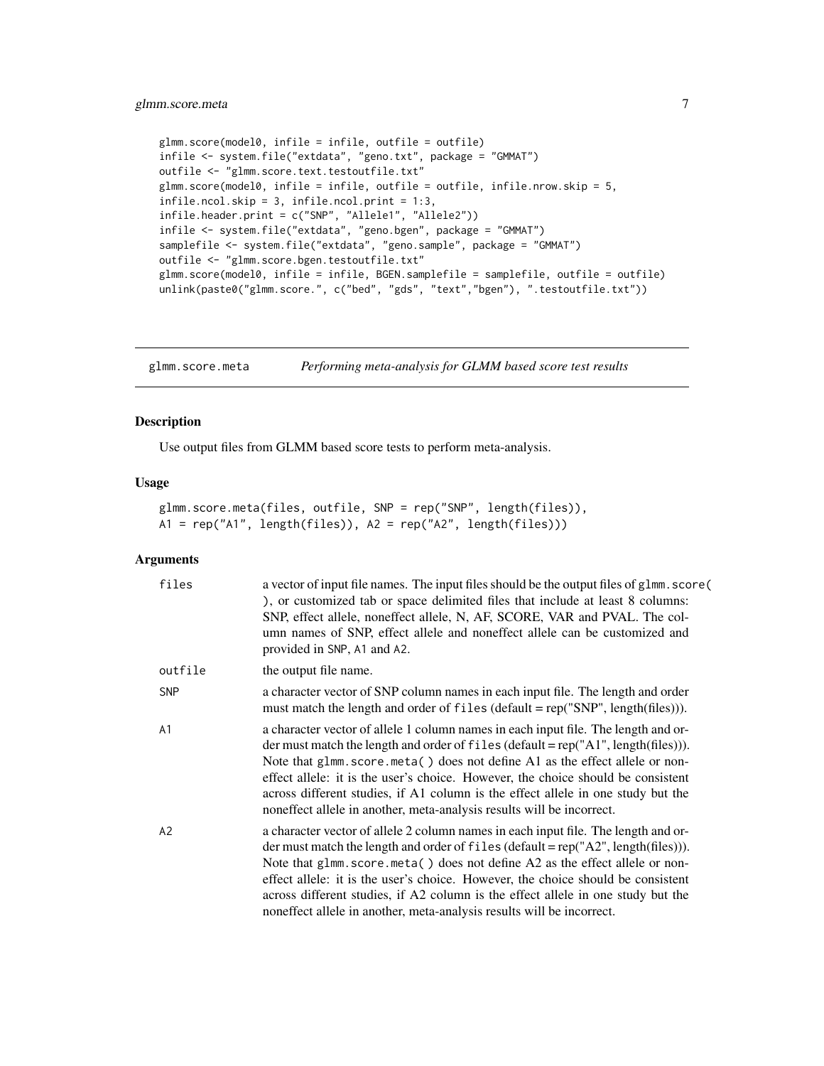```
glmm.score(model0, infile = infile, outfile = outfile)
infile <- system.file("extdata", "geno.txt", package = "GMMAT")
outfile <- "glmm.score.text.testoutfile.txt"
glmm.score(model0, infile = infile, outfile = outfile, infile.nrow.skip = 5,
infile.ncol.skip = 3, infile.ncol.print = 1:3,
infile.header.print = c("SNP", "Allele1", "Allele2"))
infile <- system.file("extdata", "geno.bgen", package = "GMMAT")
samplefile <- system.file("extdata", "geno.sample", package = "GMMAT")
outfile <- "glmm.score.bgen.testoutfile.txt"
glmm.score(model0, infile = infile, BGEN.samplefile = samplefile, outfile = outfile)
unlink(paste0("glmm.score.", c("bed", "gds", "text","bgen"), ".testoutfile.txt"))
```

## glmm.score.meta — *Performing meta-analysis for GLMM based score test results*

### Description

Use output files from GLMM based score tests to perform meta-analysis.

### Usage

```
glmm.score.meta(files, outfile, SNP = rep("SNP", length(files)),
A1 = rep("A1", length(files)), A2 = rep("A2", length(files)))
```

### Arguments

| | |
|---|---|
| `files` | a vector of input file names. The input files should be the output files of `glmm.score( )`, or customized tab or space delimited files that include at least 8 columns: SNP, effect allele, noneffect allele, N, AF, SCORE, VAR and PVAL. The column names of SNP, effect allele and noneffect allele can be customized and provided in `SNP`, `A1` and `A2`. |
| `outfile` | the output file name. |
| `SNP` | a character vector of SNP column names in each input file. The length and order must match the length and order of `files` (default = rep("SNP", length(files))). |
| `A1` | a character vector of allele 1 column names in each input file. The length and order must match the length and order of `files` (default = rep("A1", length(files))). Note that `glmm.score.meta( )` does not define A1 as the effect allele or noneffect allele: it is the user's choice. However, the choice should be consistent across different studies, if A1 column is the effect allele in one study but the noneffect allele in another, meta-analysis results will be incorrect. |
| `A2` | a character vector of allele 2 column names in each input file. The length and order must match the length and order of `files` (default = rep("A2", length(files))). Note that `glmm.score.meta( )` does not define A2 as the effect allele or noneffect allele: it is the user's choice. However, the choice should be consistent across different studies, if A2 column is the effect allele in one study but the noneffect allele in another, meta-analysis results will be incorrect. |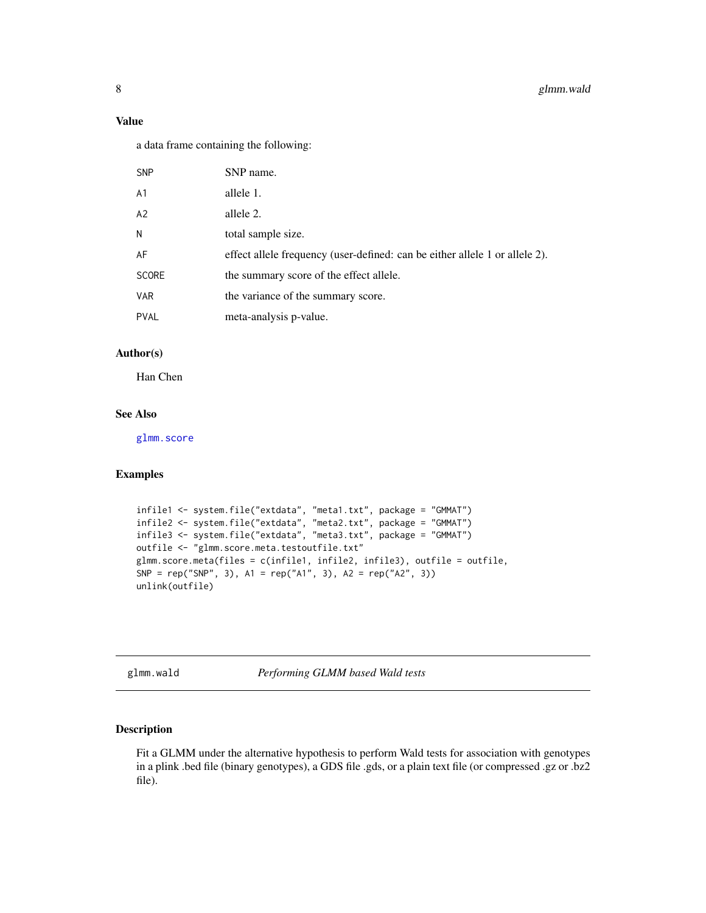### Value

a data frame containing the following:

| | |
|---|---|
| `SNP` | SNP name. |
| `A1` | allele 1. |
| `A2` | allele 2. |
| `N` | total sample size. |
| `AF` | effect allele frequency (user-defined: can be either allele 1 or allele 2). |
| `SCORE` | the summary score of the effect allele. |
| `VAR` | the variance of the summary score. |
| `PVAL` | meta-analysis p-value. |

### Author(s)

Han Chen

### See Also

`glmm.score`

### Examples

```
infile1 <- system.file("extdata", "meta1.txt", package = "GMMAT")
infile2 <- system.file("extdata", "meta2.txt", package = "GMMAT")
infile3 <- system.file("extdata", "meta3.txt", package = "GMMAT")
outfile <- "glmm.score.meta.testoutfile.txt"
glmm.score.meta(files = c(infile1, infile2, infile3), outfile = outfile,
SNP = rep("SNP", 3), A1 = rep("A1", 3), A2 = rep("A2", 3))
unlink(outfile)
```

---

## glmm.wald *Performing GLMM based Wald tests*

### Description

Fit a GLMM under the alternative hypothesis to perform Wald tests for association with genotypes in a plink .bed file (binary genotypes), a GDS file .gds, or a plain text file (or compressed .gz or .bz2 file).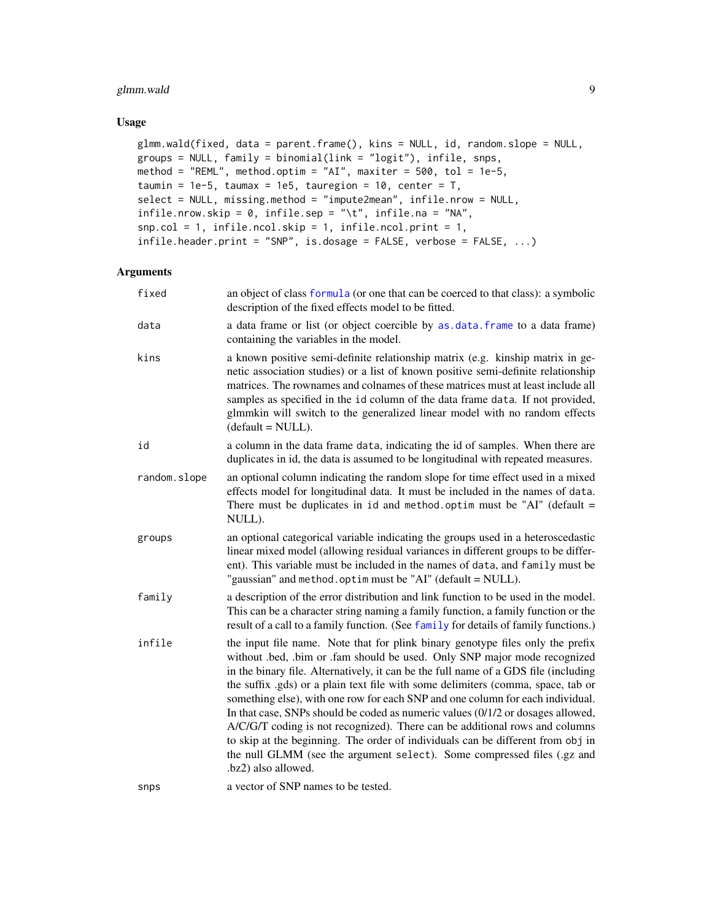## Usage

```
glmm.wald(fixed, data = parent.frame(), kins = NULL, id, random.slope = NULL,
groups = NULL, family = binomial(link = "logit"), infile, snps,
method = "REML", method.optim = "AI", maxiter = 500, tol = 1e-5,
taumin = 1e-5, taumax = 1e5, tauregion = 10, center = T,
select = NULL, missing.method = "impute2mean", infile.nrow = NULL,
infile.nrow.skip = 0, infile.sep = "\t", infile.na = "NA",
snp.col = 1, infile.ncol.skip = 1, infile.ncol.print = 1,
infile.header.print = "SNP", is.dosage = FALSE, verbose = FALSE, ...)
```

## Arguments

| | |
|---|---|
| `fixed` | an object of class formula (or one that can be coerced to that class): a symbolic description of the fixed effects model to be fitted. |
| `data` | a data frame or list (or object coercible by as.data.frame to a data frame) containing the variables in the model. |
| `kins` | a known positive semi-definite relationship matrix (e.g. kinship matrix in genetic association studies) or a list of known positive semi-definite relationship matrices. The rownames and colnames of these matrices must at least include all samples as specified in the `id` column of the data frame `data`. If not provided, glmmkin will switch to the generalized linear model with no random effects (default = NULL). |
| `id` | a column in the data frame `data`, indicating the id of samples. When there are duplicates in `id`, the data is assumed to be longitudinal with repeated measures. |
| `random.slope` | an optional column indicating the random slope for time effect used in a mixed effects model for longitudinal data. It must be included in the names of `data`. There must be duplicates in `id` and `method.optim` must be "AI" (default = NULL). |
| `groups` | an optional categorical variable indicating the groups used in a heteroscedastic linear mixed model (allowing residual variances in different groups to be different). This variable must be included in the names of `data`, and `family` must be "gaussian" and `method.optim` must be "AI" (default = NULL). |
| `family` | a description of the error distribution and link function to be used in the model. This can be a character string naming a family function, a family function or the result of a call to a family function. (See family for details of family functions.) |
| `infile` | the input file name. Note that for plink binary genotype files only the prefix without .bed, .bim or .fam should be used. Only SNP major mode recognized in the binary file. Alternatively, it can be the full name of a GDS file (including the suffix .gds) or a plain text file with some delimiters (comma, space, tab or something else), with one row for each SNP and one column for each individual. In that case, SNPs should be coded as numeric values (0/1/2 or dosages allowed, A/C/G/T coding is not recognized). There can be additional rows and columns to skip at the beginning. The order of individuals can be different from `obj` in the null GLMM (see the argument `select`). Some compressed files (.gz and .bz2) also allowed. |
| `snps` | a vector of SNP names to be tested. |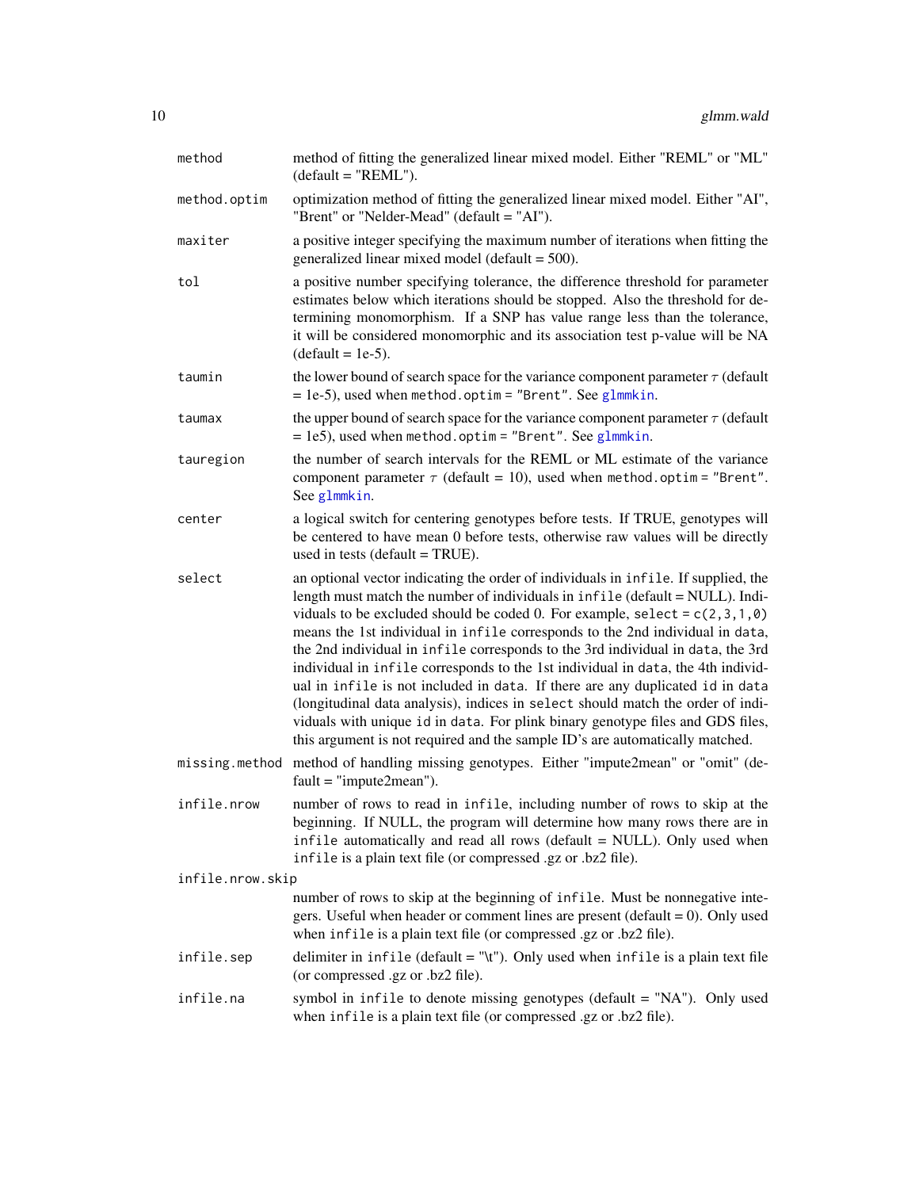| | |
|---|---|
| `method` | method of fitting the generalized linear mixed model. Either "REML" or "ML" (default = "REML"). |
| `method.optim` | optimization method of fitting the generalized linear mixed model. Either "AI", "Brent" or "Nelder-Mead" (default = "AI"). |
| `maxiter` | a positive integer specifying the maximum number of iterations when fitting the generalized linear mixed model (default = 500). |
| `tol` | a positive number specifying tolerance, the difference threshold for parameter estimates below which iterations should be stopped. Also the threshold for determining monomorphism. If a SNP has value range less than the tolerance, it will be considered monomorphic and its association test p-value will be NA (default = 1e-5). |
| `taumin` | the lower bound of search space for the variance component parameter $\tau$ (default = 1e-5), used when `method.optim = "Brent"`. See `glmmkin`. |
| `taumax` | the upper bound of search space for the variance component parameter $\tau$ (default = 1e5), used when `method.optim = "Brent"`. See `glmmkin`. |
| `tauregion` | the number of search intervals for the REML or ML estimate of the variance component parameter $\tau$ (default = 10), used when `method.optim = "Brent"`. See `glmmkin`. |
| `center` | a logical switch for centering genotypes before tests. If TRUE, genotypes will be centered to have mean 0 before tests, otherwise raw values will be directly used in tests (default = TRUE). |
| `select` | an optional vector indicating the order of individuals in `infile`. If supplied, the length must match the number of individuals in `infile` (default = NULL). Individuals to be excluded should be coded 0. For example, `select = c(2,3,1,0)` means the 1st individual in `infile` corresponds to the 2nd individual in `data`, the 2nd individual in `infile` corresponds to the 3rd individual in `data`, the 3rd individual in `infile` corresponds to the 1st individual in `data`, the 4th individual in `infile` is not included in `data`. If there are any duplicated `id` in `data` (longitudinal data analysis), indices in `select` should match the order of individuals with unique `id` in `data`. For plink binary genotype files and GDS files, this argument is not required and the sample ID's are automatically matched. |
| `missing.method` | method of handling missing genotypes. Either "impute2mean" or "omit" (default = "impute2mean"). |
| `infile.nrow` | number of rows to read in `infile`, including number of rows to skip at the beginning. If NULL, the program will determine how many rows there are in `infile` automatically and read all rows (default = NULL). Only used when `infile` is a plain text file (or compressed .gz or .bz2 file). |
| `infile.nrow.skip` | number of rows to skip at the beginning of `infile`. Must be nonnegative integers. Useful when header or comment lines are present (default = 0). Only used when `infile` is a plain text file (or compressed .gz or .bz2 file). |
| `infile.sep` | delimiter in `infile` (default = "\t"). Only used when `infile` is a plain text file (or compressed .gz or .bz2 file). |
| `infile.na` | symbol in `infile` to denote missing genotypes (default = "NA"). Only used when `infile` is a plain text file (or compressed .gz or .bz2 file). |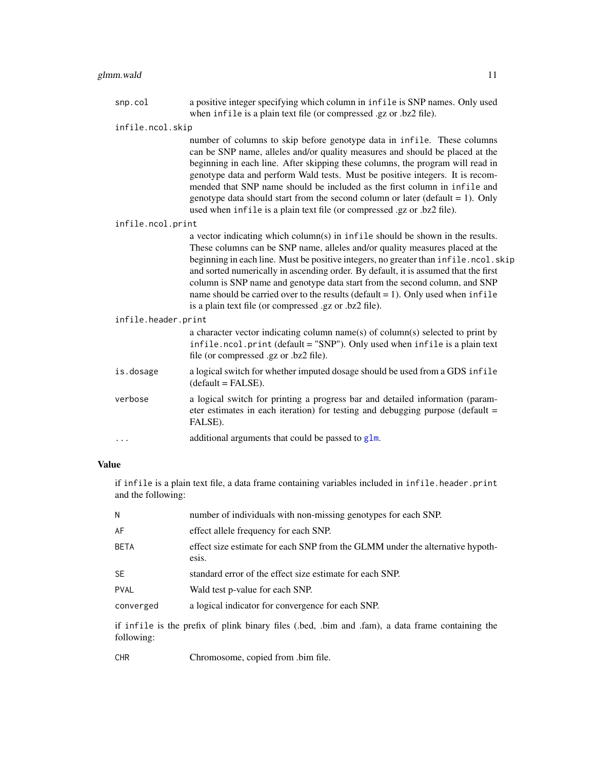| | |
|---|---|
| `snp.col` | a positive integer specifying which column in `infile` is SNP names. Only used when `infile` is a plain text file (or compressed .gz or .bz2 file). |
| `infile.ncol.skip` | number of columns to skip before genotype data in `infile`. These columns can be SNP name, alleles and/or quality measures and should be placed at the beginning in each line. After skipping these columns, the program will read in genotype data and perform Wald tests. Must be positive integers. It is recommended that SNP name should be included as the first column in `infile` and genotype data should start from the second column or later (default = 1). Only used when `infile` is a plain text file (or compressed .gz or .bz2 file). |
| `infile.ncol.print` | a vector indicating which column(s) in `infile` should be shown in the results. These columns can be SNP name, alleles and/or quality measures placed at the beginning in each line. Must be positive integers, no greater than `infile.ncol.skip` and sorted numerically in ascending order. By default, it is assumed that the first column is SNP name and genotype data start from the second column, and SNP name should be carried over to the results (default = 1). Only used when `infile` is a plain text file (or compressed .gz or .bz2 file). |
| `infile.header.print` | a character vector indicating column name(s) of column(s) selected to print by `infile.ncol.print` (default = "SNP"). Only used when `infile` is a plain text file (or compressed .gz or .bz2 file). |
| `is.dosage` | a logical switch for whether imputed dosage should be used from a GDS `infile` (default = FALSE). |
| `verbose` | a logical switch for printing a progress bar and detailed information (parameter estimates in each iteration) for testing and debugging purpose (default = FALSE). |
| `...` | additional arguments that could be passed to `glm`. |

## Value

if `infile` is a plain text file, a data frame containing variables included in `infile.header.print` and the following:

| | |
|---|---|
| `N` | number of individuals with non-missing genotypes for each SNP. |
| `AF` | effect allele frequency for each SNP. |
| `BETA` | effect size estimate for each SNP from the GLMM under the alternative hypothesis. |
| `SE` | standard error of the effect size estimate for each SNP. |
| `PVAL` | Wald test p-value for each SNP. |
| `converged` | a logical indicator for convergence for each SNP. |

if `infile` is the prefix of plink binary files (.bed, .bim and .fam), a data frame containing the following:

| | |
|---|---|
| `CHR` | Chromosome, copied from .bim file. |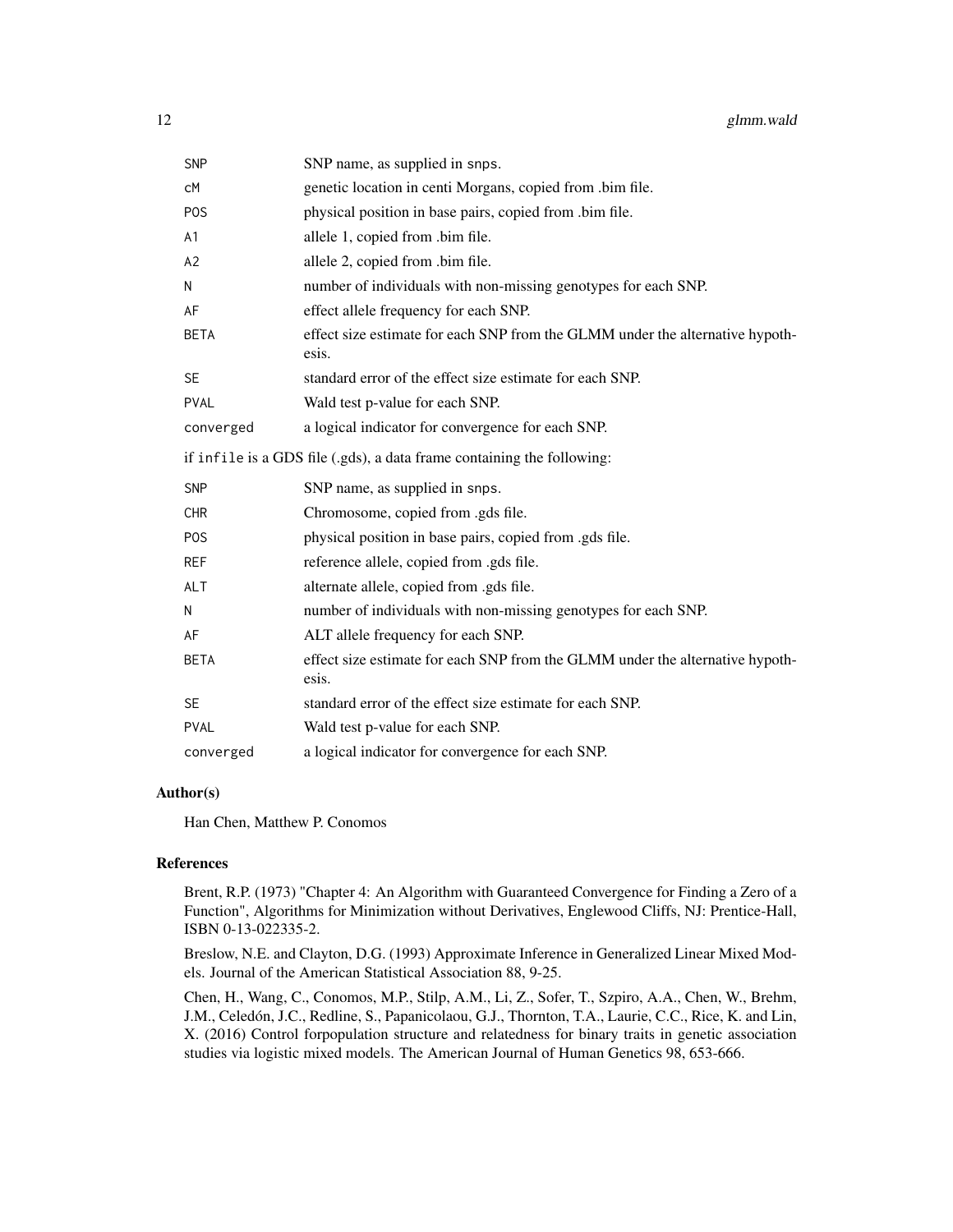| | |
|---|---|
| SNP | SNP name, as supplied in snps. |
| cM | genetic location in centi Morgans, copied from .bim file. |
| POS | physical position in base pairs, copied from .bim file. |
| A1 | allele 1, copied from .bim file. |
| A2 | allele 2, copied from .bim file. |
| N | number of individuals with non-missing genotypes for each SNP. |
| AF | effect allele frequency for each SNP. |
| BETA | effect size estimate for each SNP from the GLMM under the alternative hypothesis. |
| SE | standard error of the effect size estimate for each SNP. |
| PVAL | Wald test p-value for each SNP. |
| converged | a logical indicator for convergence for each SNP. |

if infile is a GDS file (.gds), a data frame containing the following:

| | |
|---|---|
| SNP | SNP name, as supplied in snps. |
| CHR | Chromosome, copied from .gds file. |
| POS | physical position in base pairs, copied from .gds file. |
| REF | reference allele, copied from .gds file. |
| ALT | alternate allele, copied from .gds file. |
| N | number of individuals with non-missing genotypes for each SNP. |
| AF | ALT allele frequency for each SNP. |
| BETA | effect size estimate for each SNP from the GLMM under the alternative hypothesis. |
| SE | standard error of the effect size estimate for each SNP. |
| PVAL | Wald test p-value for each SNP. |
| converged | a logical indicator for convergence for each SNP. |

## Author(s)

Han Chen, Matthew P. Conomos

## References

Brent, R.P. (1973) "Chapter 4: An Algorithm with Guaranteed Convergence for Finding a Zero of a Function", Algorithms for Minimization without Derivatives, Englewood Cliffs, NJ: Prentice-Hall, ISBN 0-13-022335-2.

Breslow, N.E. and Clayton, D.G. (1993) Approximate Inference in Generalized Linear Mixed Models. Journal of the American Statistical Association 88, 9-25.

Chen, H., Wang, C., Conomos, M.P., Stilp, A.M., Li, Z., Sofer, T., Szpiro, A.A., Chen, W., Brehm, J.M., Celedón, J.C., Redline, S., Papanicolaou, G.J., Thornton, T.A., Laurie, C.C., Rice, K. and Lin, X. (2016) Control forpopulation structure and relatedness for binary traits in genetic association studies via logistic mixed models. The American Journal of Human Genetics 98, 653-666.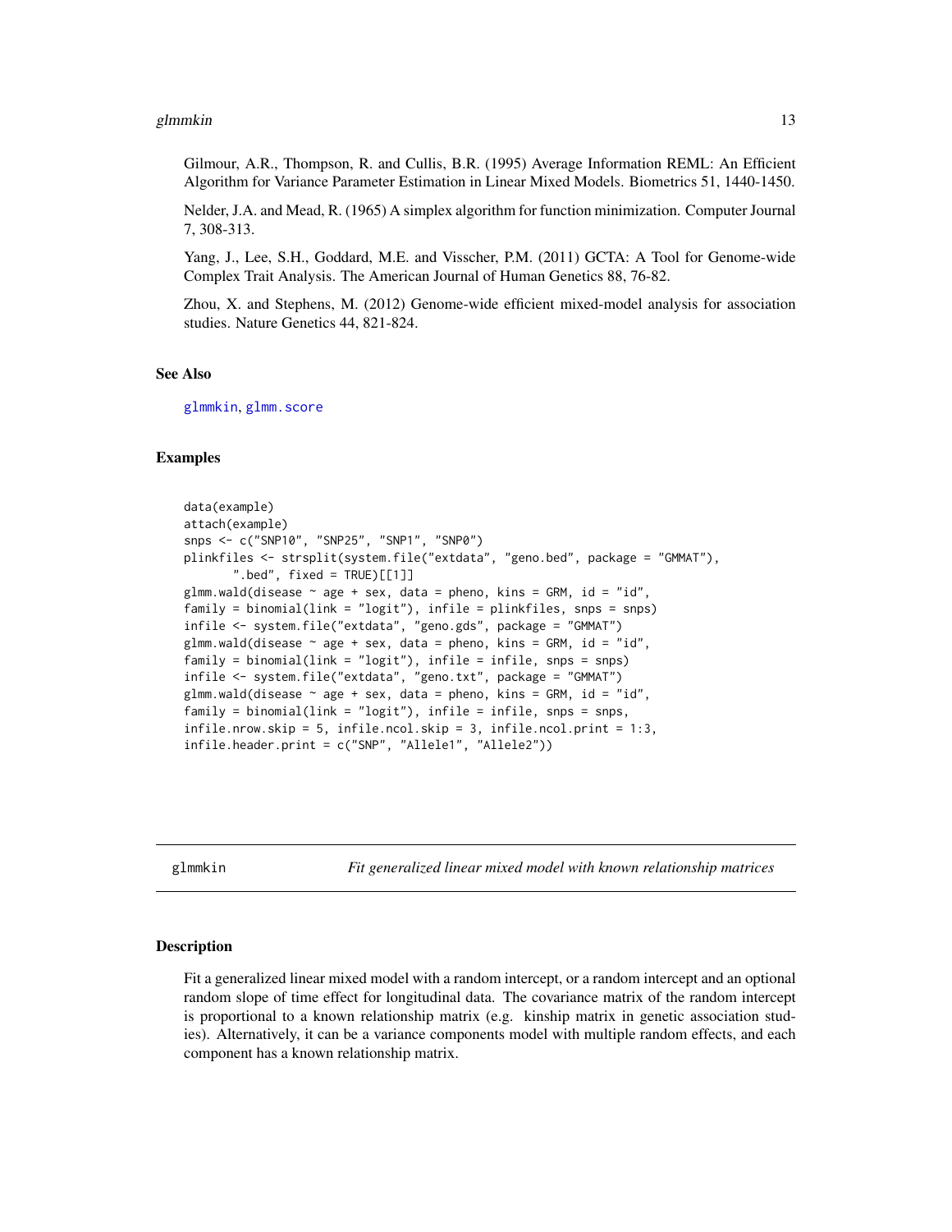Gilmour, A.R., Thompson, R. and Cullis, B.R. (1995) Average Information REML: An Efficient Algorithm for Variance Parameter Estimation in Linear Mixed Models. Biometrics 51, 1440-1450.

Nelder, J.A. and Mead, R. (1965) A simplex algorithm for function minimization. Computer Journal 7, 308-313.

Yang, J., Lee, S.H., Goddard, M.E. and Visscher, P.M. (2011) GCTA: A Tool for Genome-wide Complex Trait Analysis. The American Journal of Human Genetics 88, 76-82.

Zhou, X. and Stephens, M. (2012) Genome-wide efficient mixed-model analysis for association studies. Nature Genetics 44, 821-824.

### See Also

glmmkin, glmm.score

### Examples

```
data(example)
attach(example)
snps <- c("SNP10", "SNP25", "SNP1", "SNP0")
plinkfiles <- strsplit(system.file("extdata", "geno.bed", package = "GMMAT"),
      ".bed", fixed = TRUE)[[1]]
glmm.wald(disease ~ age + sex, data = pheno, kins = GRM, id = "id",
family = binomial(link = "logit"), infile = plinkfiles, snps = snps)
infile <- system.file("extdata", "geno.gds", package = "GMMAT")
glmm.wald(disease ~ age + sex, data = pheno, kins = GRM, id = "id",
family = binomial(link = "logit"), infile = infile, snps = snps)
infile <- system.file("extdata", "geno.txt", package = "GMMAT")
glmm.wald(disease ~ age + sex, data = pheno, kins = GRM, id = "id",
family = binomial(link = "logit"), infile = infile, snps = snps,
infile.nrow.skip = 5, infile.ncol.skip = 3, infile.ncol.print = 1:3,
infile.header.print = c("SNP", "Allele1", "Allele2"))
```

---

## glmmkin — *Fit generalized linear mixed model with known relationship matrices*

### Description

Fit a generalized linear mixed model with a random intercept, or a random intercept and an optional random slope of time effect for longitudinal data. The covariance matrix of the random intercept is proportional to a known relationship matrix (e.g. kinship matrix in genetic association studies). Alternatively, it can be a variance components model with multiple random effects, and each component has a known relationship matrix.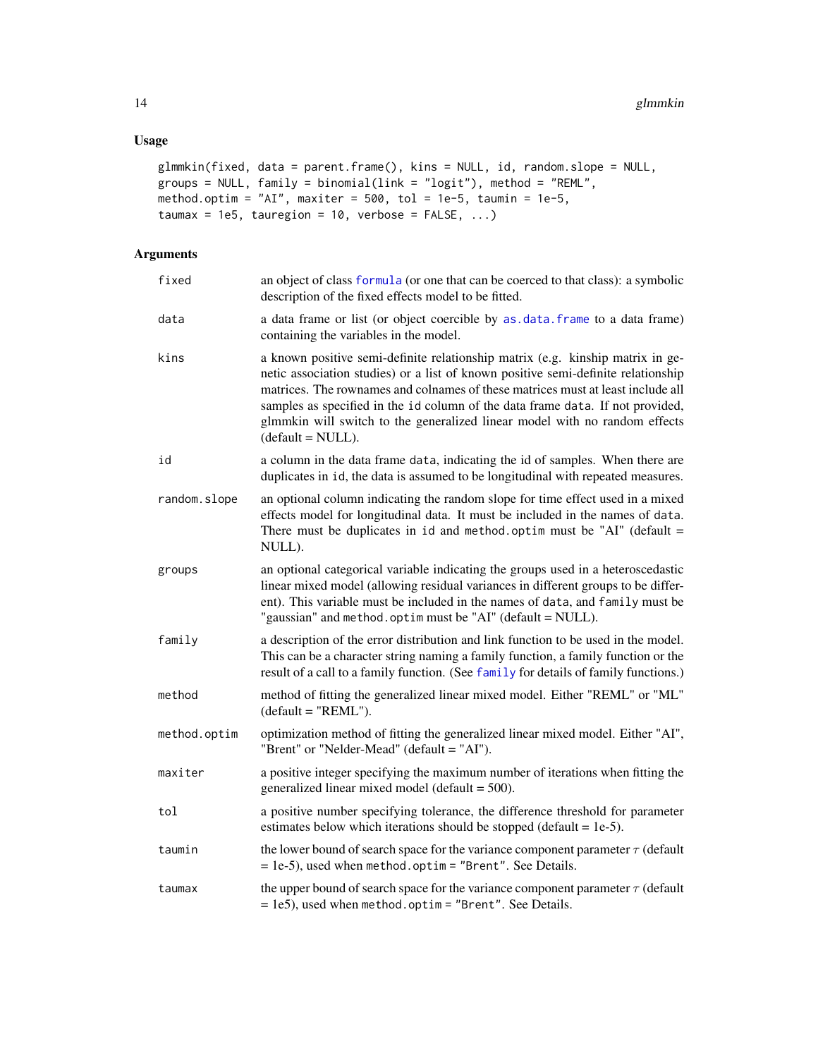## Usage

```
glmmkin(fixed, data = parent.frame(), kins = NULL, id, random.slope = NULL,
groups = NULL, family = binomial(link = "logit"), method = "REML",
method.optim = "AI", maxiter = 500, tol = 1e-5, taumin = 1e-5,
taumax = 1e5, tauregion = 10, verbose = FALSE, ...)
```

## Arguments

| | |
|---|---|
| fixed | an object of class formula (or one that can be coerced to that class): a symbolic description of the fixed effects model to be fitted. |
| data | a data frame or list (or object coercible by as.data.frame to a data frame) containing the variables in the model. |
| kins | a known positive semi-definite relationship matrix (e.g. kinship matrix in genetic association studies) or a list of known positive semi-definite relationship matrices. The rownames and colnames of these matrices must at least include all samples as specified in the id column of the data frame data. If not provided, glmmkin will switch to the generalized linear model with no random effects (default = NULL). |
| id | a column in the data frame data, indicating the id of samples. When there are duplicates in id, the data is assumed to be longitudinal with repeated measures. |
| random.slope | an optional column indicating the random slope for time effect used in a mixed effects model for longitudinal data. It must be included in the names of data. There must be duplicates in id and method.optim must be "AI" (default = NULL). |
| groups | an optional categorical variable indicating the groups used in a heteroscedastic linear mixed model (allowing residual variances in different groups to be different). This variable must be included in the names of data, and family must be "gaussian" and method.optim must be "AI" (default = NULL). |
| family | a description of the error distribution and link function to be used in the model. This can be a character string naming a family function, a family function or the result of a call to a family function. (See family for details of family functions.) |
| method | method of fitting the generalized linear mixed model. Either "REML" or "ML" (default = "REML"). |
| method.optim | optimization method of fitting the generalized linear mixed model. Either "AI", "Brent" or "Nelder-Mead" (default = "AI"). |
| maxiter | a positive integer specifying the maximum number of iterations when fitting the generalized linear mixed model (default = 500). |
| tol | a positive number specifying tolerance, the difference threshold for parameter estimates below which iterations should be stopped (default = 1e-5). |
| taumin | the lower bound of search space for the variance component parameter $\tau$ (default = 1e-5), used when method.optim = "Brent". See Details. |
| taumax | the upper bound of search space for the variance component parameter $\tau$ (default = 1e5), used when method.optim = "Brent". See Details. |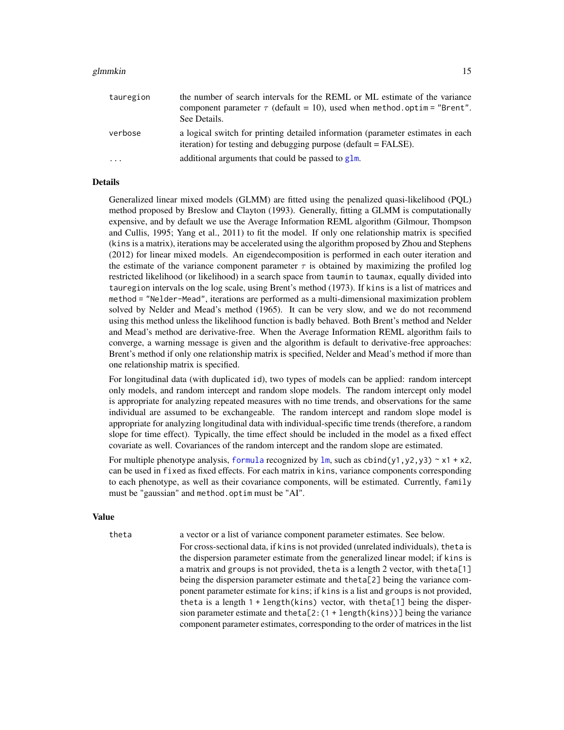| | |
|---|---|
| tauregion | the number of search intervals for the REML or ML estimate of the variance component parameter $\tau$ (default = 10), used when `method.optim = "Brent"`. See Details. |
| verbose | a logical switch for printing detailed information (parameter estimates in each iteration) for testing and debugging purpose (default = FALSE). |
| ... | additional arguments that could be passed to `glm`. |

### Details

Generalized linear mixed models (GLMM) are fitted using the penalized quasi-likelihood (PQL) method proposed by Breslow and Clayton (1993). Generally, fitting a GLMM is computationally expensive, and by default we use the Average Information REML algorithm (Gilmour, Thompson and Cullis, 1995; Yang et al., 2011) to fit the model. If only one relationship matrix is specified (`kins` is a matrix), iterations may be accelerated using the algorithm proposed by Zhou and Stephens (2012) for linear mixed models. An eigendecomposition is performed in each outer iteration and the estimate of the variance component parameter $\tau$ is obtained by maximizing the profiled log restricted likelihood (or likelihood) in a search space from `taumin` to `taumax`, equally divided into `tauregion` intervals on the log scale, using Brent's method (1973). If `kins` is a list of matrices and `method = "Nelder-Mead"`, iterations are performed as a multi-dimensional maximization problem solved by Nelder and Mead's method (1965). It can be very slow, and we do not recommend using this method unless the likelihood function is badly behaved. Both Brent's method and Nelder and Mead's method are derivative-free. When the Average Information REML algorithm fails to converge, a warning message is given and the algorithm is default to derivative-free approaches: Brent's method if only one relationship matrix is specified, Nelder and Mead's method if more than one relationship matrix is specified.

For longitudinal data (with duplicated `id`), two types of models can be applied: random intercept only models, and random intercept and random slope models. The random intercept only model is appropriate for analyzing repeated measures with no time trends, and observations for the same individual are assumed to be exchangeable. The random intercept and random slope model is appropriate for analyzing longitudinal data with individual-specific time trends (therefore, a random slope for time effect). Typically, the time effect should be included in the model as a fixed effect covariate as well. Covariances of the random intercept and the random slope are estimated.

For multiple phenotype analysis, `formula` recognized by `lm`, such as `cbind(y1,y2,y3) ~ x1 + x2`, can be used in `fixed` as fixed effects. For each matrix in `kins`, variance components corresponding to each phenotype, as well as their covariance components, will be estimated. Currently, `family` must be "gaussian" and `method.optim` must be "AI".

### Value

| | |
|---|---|
| theta | a vector or a list of variance component parameter estimates. See below. For cross-sectional data, if `kins` is not provided (unrelated individuals), `theta` is the dispersion parameter estimate from the generalized linear model; if `kins` is a matrix and `groups` is not provided, `theta` is a length 2 vector, with `theta[1]` being the dispersion parameter estimate and `theta[2]` being the variance component parameter estimate for `kins`; if `kins` is a list and `groups` is not provided, `theta` is a length `1 + length(kins)` vector, with `theta[1]` being the dispersion parameter estimate and `theta[2:(1 + length(kins))]` being the variance component parameter estimates, corresponding to the order of matrices in the list |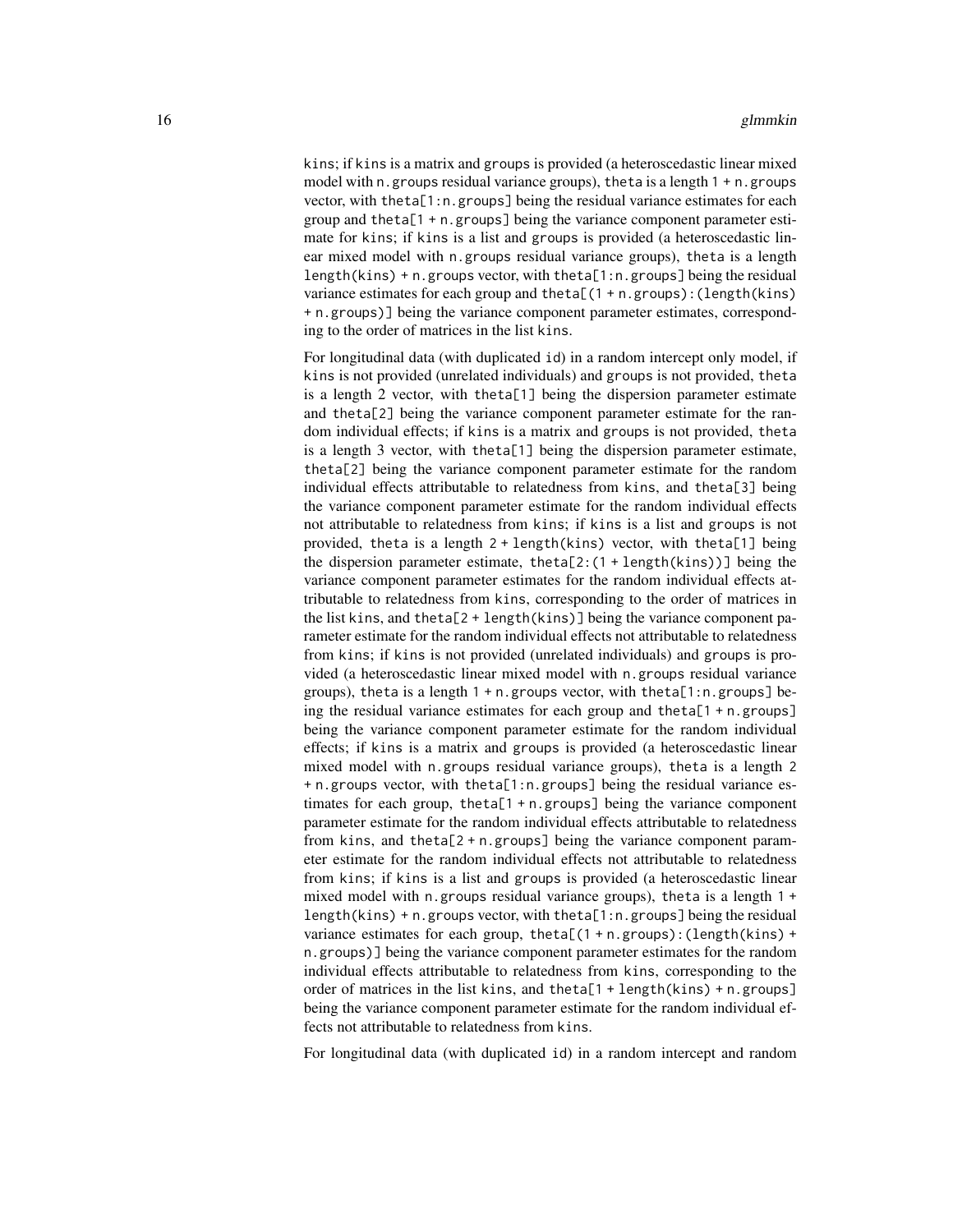kins; if kins is a matrix and groups is provided (a heteroscedastic linear mixed model with n.groups residual variance groups), theta is a length 1 + n.groups vector, with theta[1:n.groups] being the residual variance estimates for each group and theta[1 + n.groups] being the variance component parameter estimate for kins; if kins is a list and groups is provided (a heteroscedastic linear mixed model with n.groups residual variance groups), theta is a length length(kins) + n.groups vector, with theta[1:n.groups] being the residual variance estimates for each group and theta[(1 + n.groups):(length(kins) + n.groups)] being the variance component parameter estimates, corresponding to the order of matrices in the list kins.

For longitudinal data (with duplicated id) in a random intercept only model, if kins is not provided (unrelated individuals) and groups is not provided, theta is a length 2 vector, with theta[1] being the dispersion parameter estimate and theta[2] being the variance component parameter estimate for the random individual effects; if kins is a matrix and groups is not provided, theta is a length 3 vector, with theta[1] being the dispersion parameter estimate, theta[2] being the variance component parameter estimate for the random individual effects attributable to relatedness from kins, and theta[3] being the variance component parameter estimate for the random individual effects not attributable to relatedness from kins; if kins is a list and groups is not provided, theta is a length 2 + length(kins) vector, with theta[1] being the dispersion parameter estimate, theta[2:(1 + length(kins))] being the variance component parameter estimates for the random individual effects attributable to relatedness from kins, corresponding to the order of matrices in the list kins, and theta[2 + length(kins)] being the variance component parameter estimate for the random individual effects not attributable to relatedness from kins; if kins is not provided (unrelated individuals) and groups is provided (a heteroscedastic linear mixed model with n.groups residual variance groups), theta is a length 1 + n.groups vector, with theta[1:n.groups] being the residual variance estimates for each group and theta[1 + n.groups] being the variance component parameter estimate for the random individual effects; if kins is a matrix and groups is provided (a heteroscedastic linear mixed model with n.groups residual variance groups), theta is a length 2 + n.groups vector, with theta[1:n.groups] being the residual variance estimates for each group, theta[1 + n.groups] being the variance component parameter estimate for the random individual effects attributable to relatedness from kins, and theta[2 + n.groups] being the variance component parameter estimate for the random individual effects not attributable to relatedness from kins; if kins is a list and groups is provided (a heteroscedastic linear mixed model with n.groups residual variance groups), theta is a length 1 + length(kins) + n.groups vector, with theta[1:n.groups] being the residual variance estimates for each group, theta[(1 + n.groups):(length(kins) + n.groups)] being the variance component parameter estimates for the random individual effects attributable to relatedness from kins, corresponding to the order of matrices in the list kins, and theta[1 + length(kins) + n.groups] being the variance component parameter estimate for the random individual effects not attributable to relatedness from kins.

For longitudinal data (with duplicated id) in a random intercept and random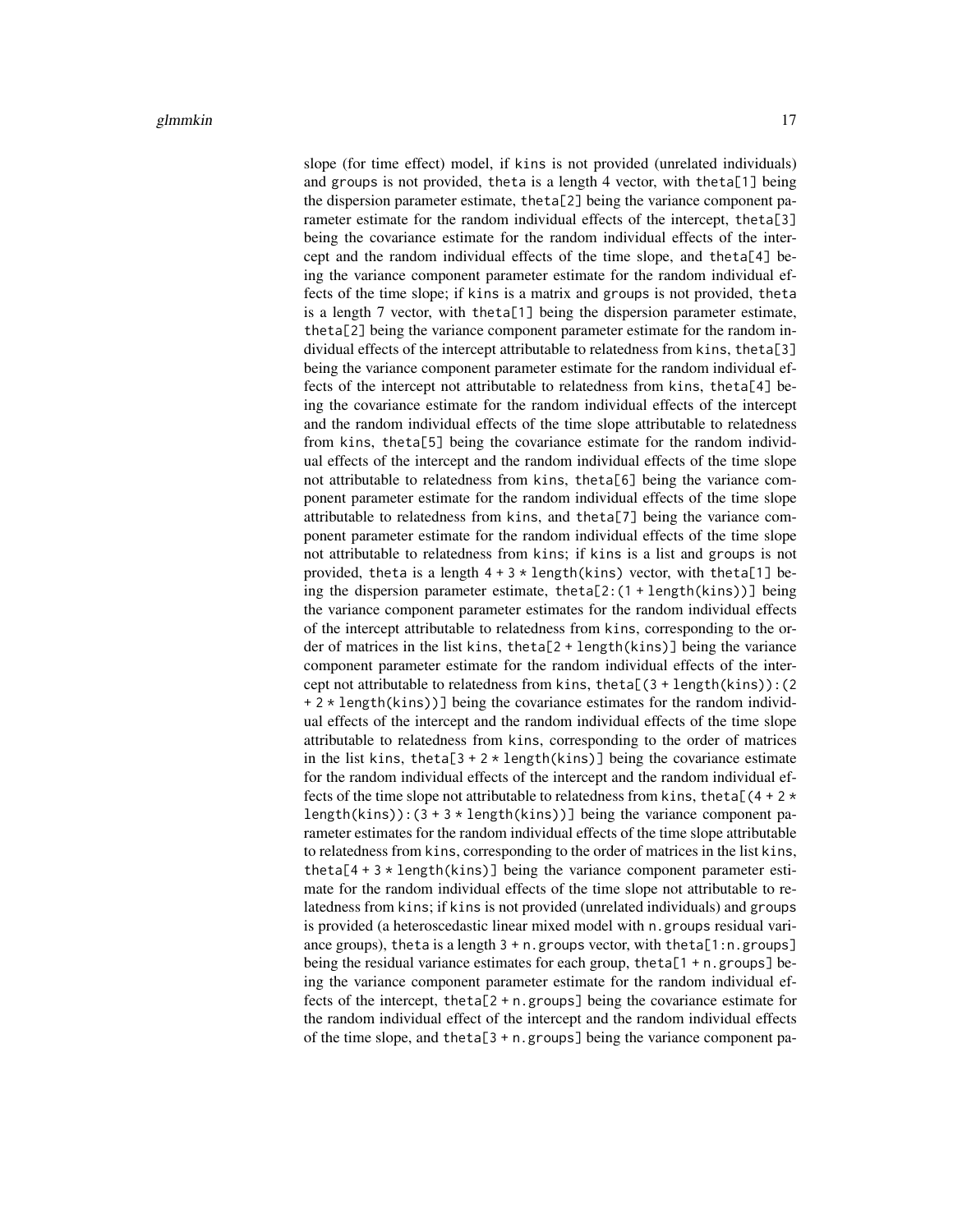slope (for time effect) model, if `kins` is not provided (unrelated individuals) and `groups` is not provided, `theta` is a length 4 vector, with `theta[1]` being the dispersion parameter estimate, `theta[2]` being the variance component parameter estimate for the random individual effects of the intercept, `theta[3]` being the covariance estimate for the random individual effects of the intercept and the random individual effects of the time slope, and `theta[4]` being the variance component parameter estimate for the random individual effects of the time slope; if `kins` is a matrix and `groups` is not provided, `theta` is a length 7 vector, with `theta[1]` being the dispersion parameter estimate, `theta[2]` being the variance component parameter estimate for the random individual effects of the intercept attributable to relatedness from `kins`, `theta[3]` being the variance component parameter estimate for the random individual effects of the intercept not attributable to relatedness from `kins`, `theta[4]` being the covariance estimate for the random individual effects of the intercept and the random individual effects of the time slope attributable to relatedness from `kins`, `theta[5]` being the covariance estimate for the random individual effects of the intercept and the random individual effects of the time slope not attributable to relatedness from `kins`, `theta[6]` being the variance component parameter estimate for the random individual effects of the time slope attributable to relatedness from `kins`, and `theta[7]` being the variance component parameter estimate for the random individual effects of the time slope not attributable to relatedness from `kins`; if `kins` is a list and `groups` is not provided, `theta` is a length `4 + 3 * length(kins)` vector, with `theta[1]` being the dispersion parameter estimate, `theta[2:(1 + length(kins))]` being the variance component parameter estimates for the random individual effects of the intercept attributable to relatedness from `kins`, corresponding to the order of matrices in the list `kins`, `theta[2 + length(kins)]` being the variance component parameter estimate for the random individual effects of the intercept not attributable to relatedness from `kins`, `theta[(3 + length(kins)):(2 + 2 * length(kins))]` being the covariance estimates for the random individual effects of the intercept and the random individual effects of the time slope attributable to relatedness from `kins`, corresponding to the order of matrices in the list `kins`, `theta[3 + 2 * length(kins)]` being the covariance estimate for the random individual effects of the intercept and the random individual effects of the time slope not attributable to relatedness from `kins`, `theta[(4 + 2 * length(kins)):(3 + 3 * length(kins))]` being the variance component parameter estimates for the random individual effects of the time slope attributable to relatedness from `kins`, corresponding to the order of matrices in the list `kins`, `theta[4 + 3 * length(kins)]` being the variance component parameter estimate for the random individual effects of the time slope not attributable to relatedness from `kins`; if `kins` is not provided (unrelated individuals) and `groups` is provided (a heteroscedastic linear mixed model with `n.groups` residual variance groups), `theta` is a length `3 + n.groups` vector, with `theta[1:n.groups]` being the residual variance estimates for each group, `theta[1 + n.groups]` being the variance component parameter estimate for the random individual effects of the intercept, `theta[2 + n.groups]` being the covariance estimate for the random individual effect of the intercept and the random individual effects of the time slope, and `theta[3 + n.groups]` being the variance component pa-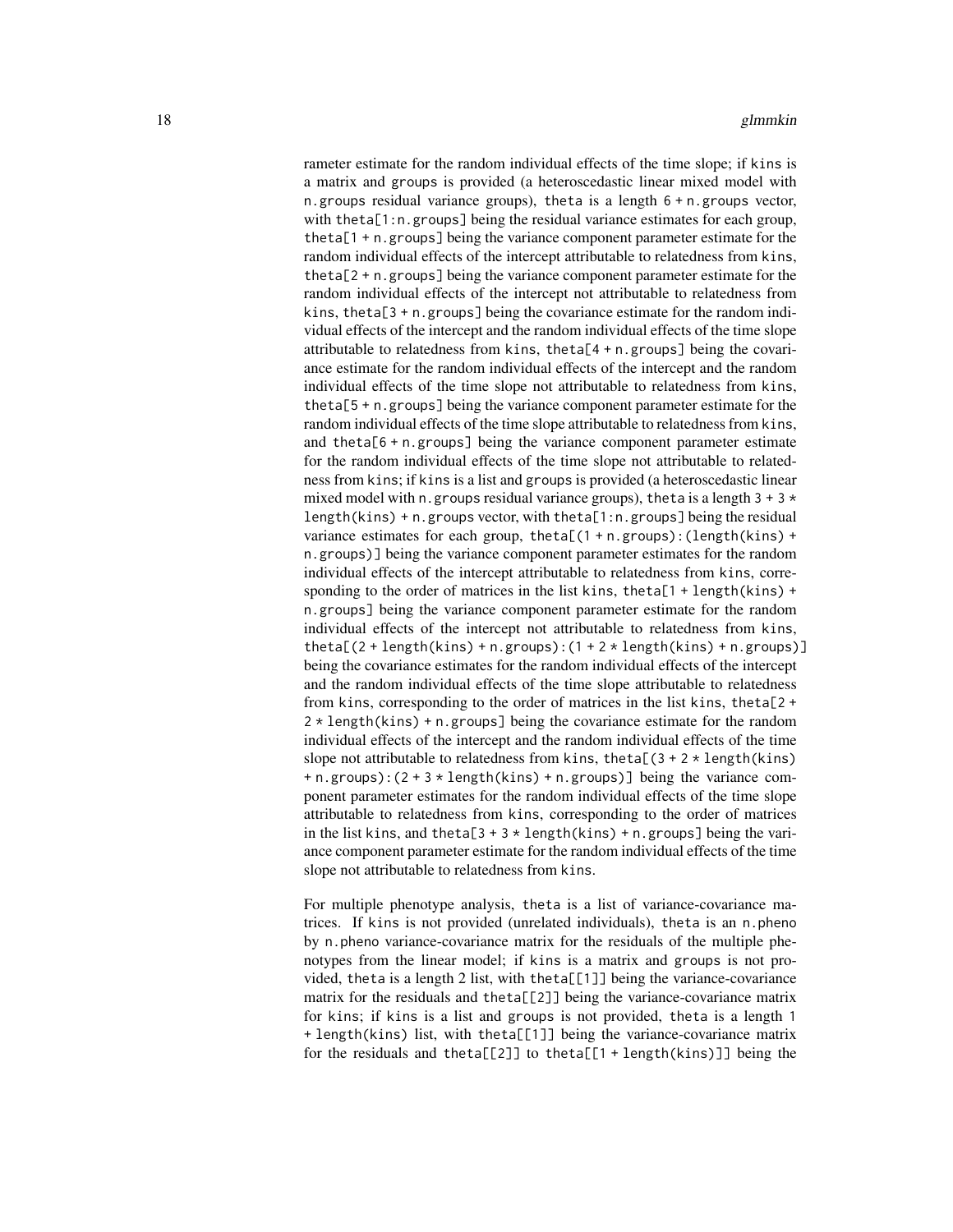rameter estimate for the random individual effects of the time slope; if `kins` is a matrix and `groups` is provided (a heteroscedastic linear mixed model with `n.groups` residual variance groups), `theta` is a length `6 + n.groups` vector, with `theta[1:n.groups]` being the residual variance estimates for each group, `theta[1 + n.groups]` being the variance component parameter estimate for the random individual effects of the intercept attributable to relatedness from `kins`, `theta[2 + n.groups]` being the variance component parameter estimate for the random individual effects of the intercept not attributable to relatedness from `kins`, `theta[3 + n.groups]` being the covariance estimate for the random individual effects of the intercept and the random individual effects of the time slope attributable to relatedness from `kins`, `theta[4 + n.groups]` being the covariance estimate for the random individual effects of the intercept and the random individual effects of the time slope not attributable to relatedness from `kins`, `theta[5 + n.groups]` being the variance component parameter estimate for the random individual effects of the time slope attributable to relatedness from `kins`, and `theta[6 + n.groups]` being the variance component parameter estimate for the random individual effects of the time slope not attributable to relatedness from `kins`; if `kins` is a list and `groups` is provided (a heteroscedastic linear mixed model with `n.groups` residual variance groups), `theta` is a length `3 + 3 * length(kins) + n.groups` vector, with `theta[1:n.groups]` being the residual variance estimates for each group, `theta[(1 + n.groups):(length(kins) + n.groups)]` being the variance component parameter estimates for the random individual effects of the intercept attributable to relatedness from `kins`, corresponding to the order of matrices in the list `kins`, `theta[1 + length(kins) + n.groups]` being the variance component parameter estimate for the random individual effects of the intercept not attributable to relatedness from `kins`, `theta[(2 + length(kins) + n.groups):(1 + 2 * length(kins) + n.groups)]` being the covariance estimates for the random individual effects of the intercept and the random individual effects of the time slope attributable to relatedness from `kins`, corresponding to the order of matrices in the list `kins`, `theta[2 + 2 * length(kins) + n.groups]` being the covariance estimate for the random individual effects of the intercept and the random individual effects of the time slope not attributable to relatedness from `kins`, `theta[(3 + 2 * length(kins) + n.groups):(2 + 3 * length(kins) + n.groups)]` being the variance component parameter estimates for the random individual effects of the time slope attributable to relatedness from `kins`, corresponding to the order of matrices in the list `kins`, and `theta[3 + 3 * length(kins) + n.groups]` being the variance component parameter estimate for the random individual effects of the time slope not attributable to relatedness from `kins`.

For multiple phenotype analysis, `theta` is a list of variance-covariance matrices. If `kins` is not provided (unrelated individuals), `theta` is an `n.pheno` by `n.pheno` variance-covariance matrix for the residuals of the multiple phenotypes from the linear model; if `kins` is a matrix and `groups` is not provided, `theta` is a length 2 list, with `theta[[1]]` being the variance-covariance matrix for the residuals and `theta[[2]]` being the variance-covariance matrix for `kins`; if `kins` is a list and `groups` is not provided, `theta` is a length `1 + length(kins)` list, with `theta[[1]]` being the variance-covariance matrix for the residuals and `theta[[2]]` to `theta[[1 + length(kins)]]` being the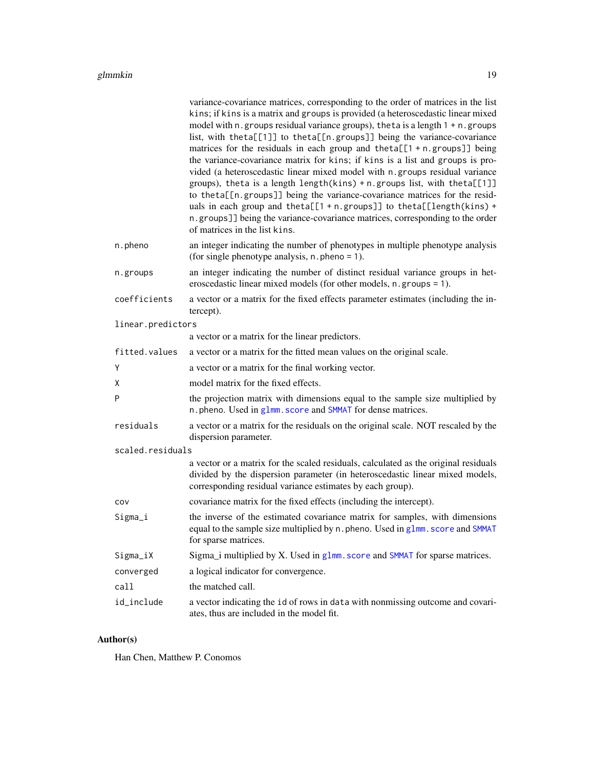variance-covariance matrices, corresponding to the order of matrices in the list `kins`; if `kins` is a matrix and `groups` is provided (a heteroscedastic linear mixed model with `n.groups` residual variance groups), `theta` is a length `1 + n.groups` list, with `theta[[1]]` to `theta[[n.groups]]` being the variance-covariance matrices for the residuals in each group and `theta[[1 + n.groups]]` being the variance-covariance matrix for `kins`; if `kins` is a list and `groups` is provided (a heteroscedastic linear mixed model with `n.groups` residual variance groups), `theta` is a length `length(kins) + n.groups` list, with `theta[[1]]` to `theta[[n.groups]]` being the variance-covariance matrices for the residuals in each group and `theta[[1 + n.groups]]` to `theta[[length(kins) + n.groups]]` being the variance-covariance matrices, corresponding to the order of matrices in the list `kins`.

`n.pheno`
: an integer indicating the number of phenotypes in multiple phenotype analysis (for single phenotype analysis, `n.pheno = 1`).

`n.groups`
: an integer indicating the number of distinct residual variance groups in heteroscedastic linear mixed models (for other models, `n.groups = 1`).

`coefficients`
: a vector or a matrix for the fixed effects parameter estimates (including the intercept).

`linear.predictors`
: a vector or a matrix for the linear predictors.

`fitted.values`
: a vector or a matrix for the fitted mean values on the original scale.

`Y`
: a vector or a matrix for the final working vector.

`X`
: model matrix for the fixed effects.

`P`
: the projection matrix with dimensions equal to the sample size multiplied by `n.pheno`. Used in `glmm.score` and `SMMAT` for dense matrices.

`residuals`
: a vector or a matrix for the residuals on the original scale. NOT rescaled by the dispersion parameter.

`scaled.residuals`
: a vector or a matrix for the scaled residuals, calculated as the original residuals divided by the dispersion parameter (in heteroscedastic linear mixed models, corresponding residual variance estimates by each group).

`cov`
: covariance matrix for the fixed effects (including the intercept).

`Sigma_i`
: the inverse of the estimated covariance matrix for samples, with dimensions equal to the sample size multiplied by `n.pheno`. Used in `glmm.score` and `SMMAT` for sparse matrices.

`Sigma_iX`
: Sigma_i multiplied by X. Used in `glmm.score` and `SMMAT` for sparse matrices.

`converged`
: a logical indicator for convergence.

`call`
: the matched call.

`id_include`
: a vector indicating the `id` of rows in `data` with nonmissing outcome and covariates, thus are included in the model fit.

## Author(s)

Han Chen, Matthew P. Conomos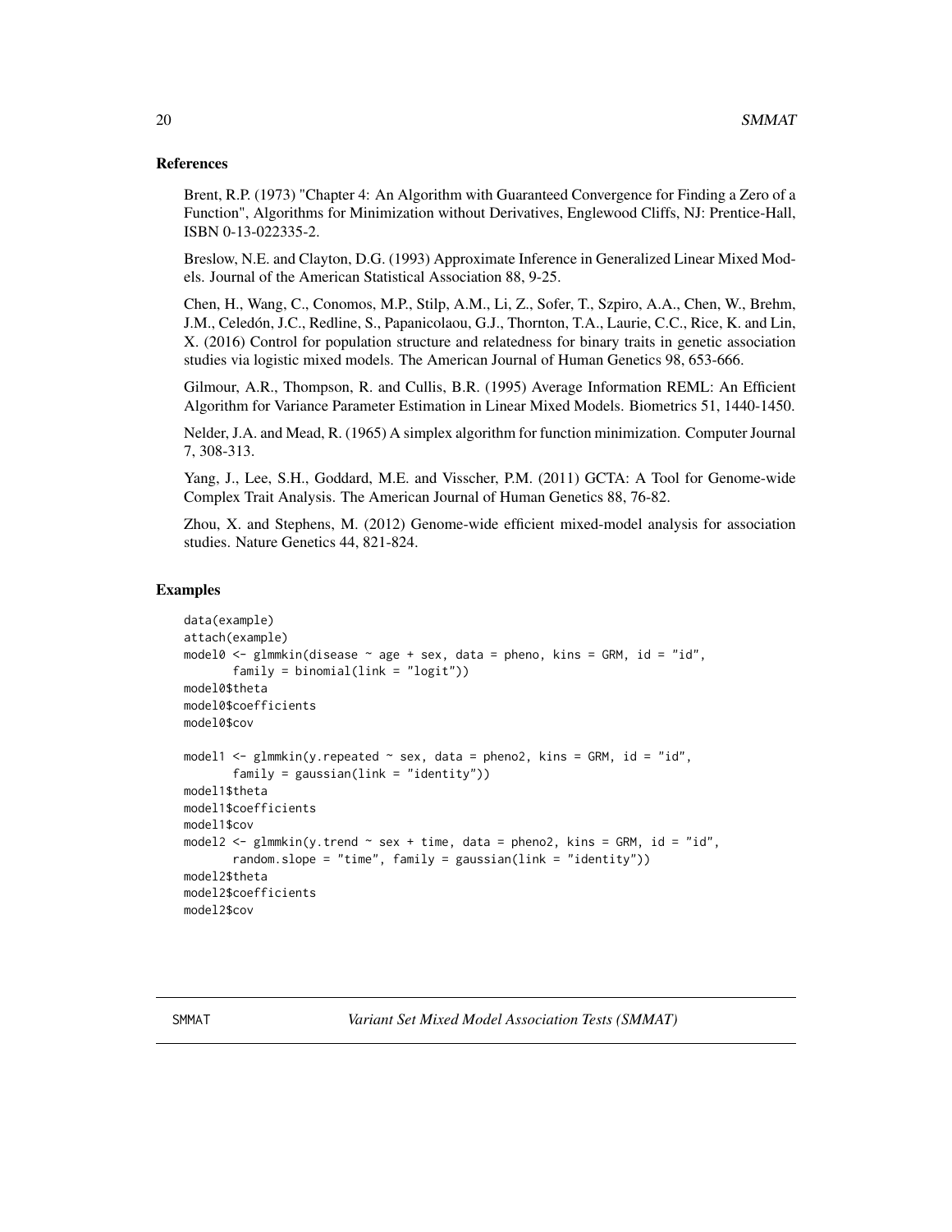### References

Brent, R.P. (1973) "Chapter 4: An Algorithm with Guaranteed Convergence for Finding a Zero of a Function", Algorithms for Minimization without Derivatives, Englewood Cliffs, NJ: Prentice-Hall, ISBN 0-13-022335-2.

Breslow, N.E. and Clayton, D.G. (1993) Approximate Inference in Generalized Linear Mixed Models. Journal of the American Statistical Association 88, 9-25.

Chen, H., Wang, C., Conomos, M.P., Stilp, A.M., Li, Z., Sofer, T., Szpiro, A.A., Chen, W., Brehm, J.M., Celedón, J.C., Redline, S., Papanicolaou, G.J., Thornton, T.A., Laurie, C.C., Rice, K. and Lin, X. (2016) Control for population structure and relatedness for binary traits in genetic association studies via logistic mixed models. The American Journal of Human Genetics 98, 653-666.

Gilmour, A.R., Thompson, R. and Cullis, B.R. (1995) Average Information REML: An Efficient Algorithm for Variance Parameter Estimation in Linear Mixed Models. Biometrics 51, 1440-1450.

Nelder, J.A. and Mead, R. (1965) A simplex algorithm for function minimization. Computer Journal 7, 308-313.

Yang, J., Lee, S.H., Goddard, M.E. and Visscher, P.M. (2011) GCTA: A Tool for Genome-wide Complex Trait Analysis. The American Journal of Human Genetics 88, 76-82.

Zhou, X. and Stephens, M. (2012) Genome-wide efficient mixed-model analysis for association studies. Nature Genetics 44, 821-824.

### Examples

```
data(example)
attach(example)
model0 <- glmmkin(disease ~ age + sex, data = pheno, kins = GRM, id = "id",
       family = binomial(link = "logit"))
model0$theta
model0$coefficients
model0$cov

model1 <- glmmkin(y.repeated ~ sex, data = pheno2, kins = GRM, id = "id",
       family = gaussian(link = "identity"))
model1$theta
model1$coefficients
model1$cov
model2 <- glmmkin(y.trend ~ sex + time, data = pheno2, kins = GRM, id = "id",
       random.slope = "time", family = gaussian(link = "identity"))
model2$theta
model2$coefficients
model2$cov
```

---

SMMAT    *Variant Set Mixed Model Association Tests (SMMAT)*

---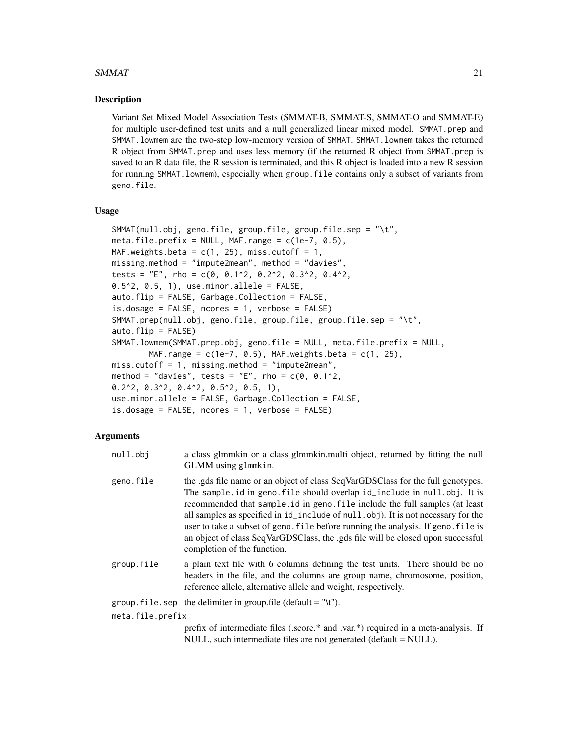## Description

Variant Set Mixed Model Association Tests (SMMAT-B, SMMAT-S, SMMAT-O and SMMAT-E) for multiple user-defined test units and a null generalized linear mixed model. `SMMAT.prep` and `SMMAT.lowmem` are the two-step low-memory version of `SMMAT`. `SMMAT.lowmem` takes the returned R object from `SMMAT.prep` and uses less memory (if the returned R object from `SMMAT.prep` is saved to an R data file, the R session is terminated, and this R object is loaded into a new R session for running `SMMAT.lowmem`), especially when `group.file` contains only a subset of variants from `geno.file`.

## Usage

```
SMMAT(null.obj, geno.file, group.file, group.file.sep = "\t",
meta.file.prefix = NULL, MAF.range = c(1e-7, 0.5),
MAF.weights.beta = c(1, 25), miss.cutoff = 1,
missing.method = "impute2mean", method = "davies",
tests = "E", rho = c(0, 0.1^2, 0.2^2, 0.3^2, 0.4^2,
0.5^2, 0.5, 1), use.minor.allele = FALSE,
auto.flip = FALSE, Garbage.Collection = FALSE,
is.dosage = FALSE, ncores = 1, verbose = FALSE)
SMMAT.prep(null.obj, geno.file, group.file, group.file.sep = "\t",
auto.flip = FALSE)
SMMAT.lowmem(SMMAT.prep.obj, geno.file = NULL, meta.file.prefix = NULL,
        MAF.range = c(1e-7, 0.5), MAF.weights.beta = c(1, 25),
miss.cutoff = 1, missing.method = "impute2mean",
method = "davies", tests = "E", rho = c(0, 0.1^2,
0.2^2, 0.3^2, 0.4^2, 0.5^2, 0.5, 1),
use.minor.allele = FALSE, Garbage.Collection = FALSE,
is.dosage = FALSE, ncores = 1, verbose = FALSE)
```

## Arguments

`null.obj`
: a class glmmkin or a class glmmkin.multi object, returned by fitting the null GLMM using `glmmkin`.

`geno.file`
: the .gds file name or an object of class SeqVarGDSClass for the full genotypes. The `sample.id` in `geno.file` should overlap `id_include` in `null.obj`. It is recommended that `sample.id` in `geno.file` include the full samples (at least all samples as specified in `id_include` of `null.obj`). It is not necessary for the user to take a subset of `geno.file` before running the analysis. If `geno.file` is an object of class SeqVarGDSClass, the .gds file will be closed upon successful completion of the function.

`group.file`
: a plain text file with 6 columns defining the test units. There should be no headers in the file, and the columns are group name, chromosome, position, reference allele, alternative allele and weight, respectively.

`group.file.sep`
: the delimiter in group.file (default = "\t").

`meta.file.prefix`
: prefix of intermediate files (.score.* and .var.*) required in a meta-analysis. If NULL, such intermediate files are not generated (default = NULL).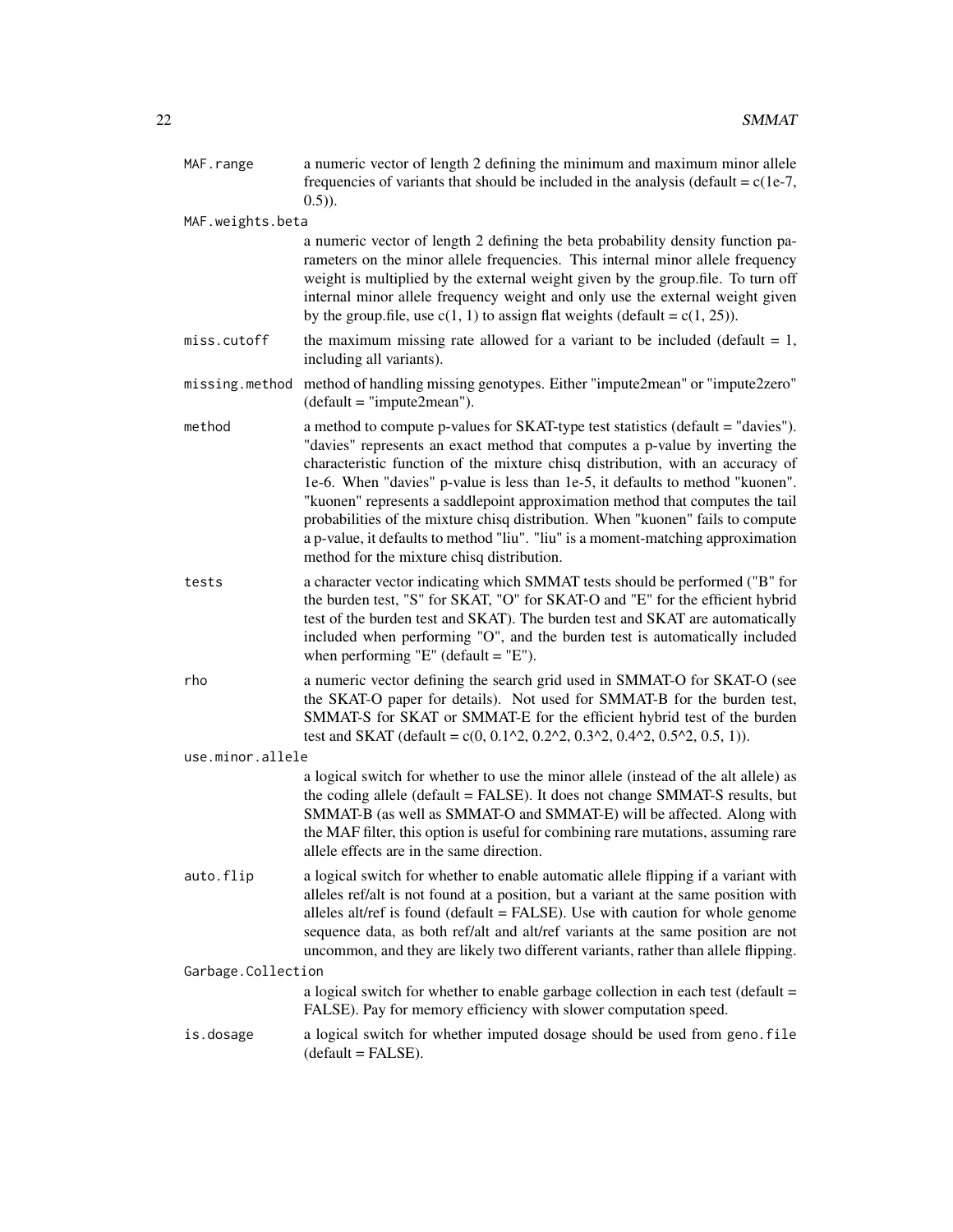**MAF.range** a numeric vector of length 2 defining the minimum and maximum minor allele frequencies of variants that should be included in the analysis (default = c(1e-7, 0.5)).

**MAF.weights.beta** a numeric vector of length 2 defining the beta probability density function parameters on the minor allele frequencies. This internal minor allele frequency weight is multiplied by the external weight given by the group.file. To turn off internal minor allele frequency weight and only use the external weight given by the group.file, use c(1, 1) to assign flat weights (default = c(1, 25)).

**miss.cutoff** the maximum missing rate allowed for a variant to be included (default = 1, including all variants).

**missing.method** method of handling missing genotypes. Either "impute2mean" or "impute2zero" (default = "impute2mean").

**method** a method to compute p-values for SKAT-type test statistics (default = "davies"). "davies" represents an exact method that computes a p-value by inverting the characteristic function of the mixture chisq distribution, with an accuracy of 1e-6. When "davies" p-value is less than 1e-5, it defaults to method "kuonen". "kuonen" represents a saddlepoint approximation method that computes the tail probabilities of the mixture chisq distribution. When "kuonen" fails to compute a p-value, it defaults to method "liu". "liu" is a moment-matching approximation method for the mixture chisq distribution.

**tests** a character vector indicating which SMMAT tests should be performed ("B" for the burden test, "S" for SKAT, "O" for SKAT-O and "E" for the efficient hybrid test of the burden test and SKAT). The burden test and SKAT are automatically included when performing "O", and the burden test is automatically included when performing "E" (default = "E").

**rho** a numeric vector defining the search grid used in SMMAT-O for SKAT-O (see the SKAT-O paper for details). Not used for SMMAT-B for the burden test, SMMAT-S for SKAT or SMMAT-E for the efficient hybrid test of the burden test and SKAT (default = c(0, 0.1^2, 0.2^2, 0.3^2, 0.4^2, 0.5^2, 0.5, 1)).

**use.minor.allele** a logical switch for whether to use the minor allele (instead of the alt allele) as the coding allele (default = FALSE). It does not change SMMAT-S results, but SMMAT-B (as well as SMMAT-O and SMMAT-E) will be affected. Along with the MAF filter, this option is useful for combining rare mutations, assuming rare allele effects are in the same direction.

**auto.flip** a logical switch for whether to enable automatic allele flipping if a variant with alleles ref/alt is not found at a position, but a variant at the same position with alleles alt/ref is found (default = FALSE). Use with caution for whole genome sequence data, as both ref/alt and alt/ref variants at the same position are not uncommon, and they are likely two different variants, rather than allele flipping.

**Garbage.Collection** a logical switch for whether to enable garbage collection in each test (default = FALSE). Pay for memory efficiency with slower computation speed.

**is.dosage** a logical switch for whether imputed dosage should be used from `geno.file` (default = FALSE).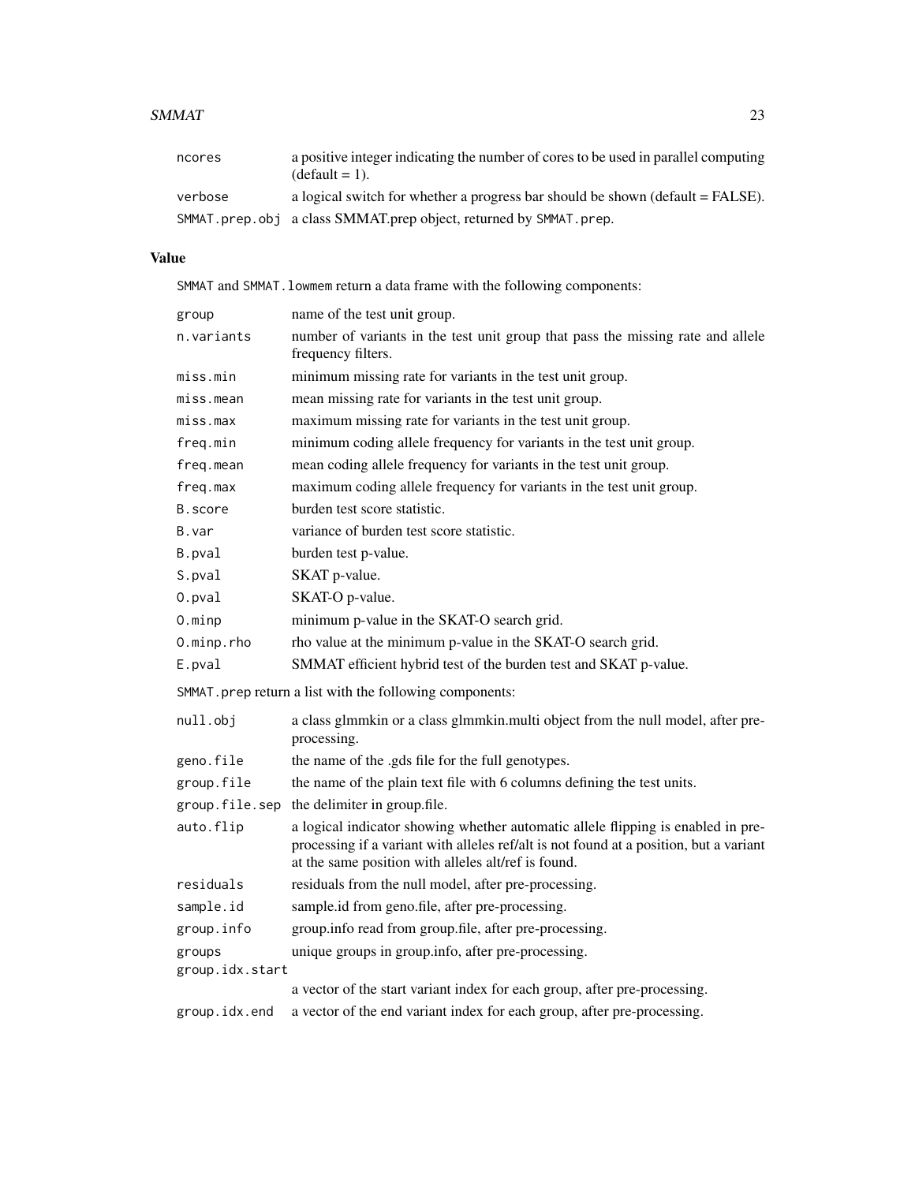| | |
|---|---|
| `ncores` | a positive integer indicating the number of cores to be used in parallel computing (default = 1). |
| `verbose` | a logical switch for whether a progress bar should be shown (default = FALSE). |
| `SMMAT.prep.obj` | a class SMMAT.prep object, returned by `SMMAT.prep`. |

## Value

`SMMAT` and `SMMAT.lowmem` return a data frame with the following components:

| | |
|---|---|
| `group` | name of the test unit group. |
| `n.variants` | number of variants in the test unit group that pass the missing rate and allele frequency filters. |
| `miss.min` | minimum missing rate for variants in the test unit group. |
| `miss.mean` | mean missing rate for variants in the test unit group. |
| `miss.max` | maximum missing rate for variants in the test unit group. |
| `freq.min` | minimum coding allele frequency for variants in the test unit group. |
| `freq.mean` | mean coding allele frequency for variants in the test unit group. |
| `freq.max` | maximum coding allele frequency for variants in the test unit group. |
| `B.score` | burden test score statistic. |
| `B.var` | variance of burden test score statistic. |
| `B.pval` | burden test p-value. |
| `S.pval` | SKAT p-value. |
| `O.pval` | SKAT-O p-value. |
| `O.minp` | minimum p-value in the SKAT-O search grid. |
| `O.minp.rho` | rho value at the minimum p-value in the SKAT-O search grid. |
| `E.pval` | SMMAT efficient hybrid test of the burden test and SKAT p-value. |

`SMMAT.prep` return a list with the following components:

| | |
|---|---|
| `null.obj` | a class glmmkin or a class glmmkin.multi object from the null model, after pre-processing. |
| `geno.file` | the name of the .gds file for the full genotypes. |
| `group.file` | the name of the plain text file with 6 columns defining the test units. |
| `group.file.sep` | the delimiter in group.file. |
| `auto.flip` | a logical indicator showing whether automatic allele flipping is enabled in pre-processing if a variant with alleles ref/alt is not found at a position, but a variant at the same position with alleles alt/ref is found. |
| `residuals` | residuals from the null model, after pre-processing. |
| `sample.id` | sample.id from geno.file, after pre-processing. |
| `group.info` | group.info read from group.file, after pre-processing. |
| `groups` | unique groups in group.info, after pre-processing. |
| `group.idx.start` | a vector of the start variant index for each group, after pre-processing. |
| `group.idx.end` | a vector of the end variant index for each group, after pre-processing. |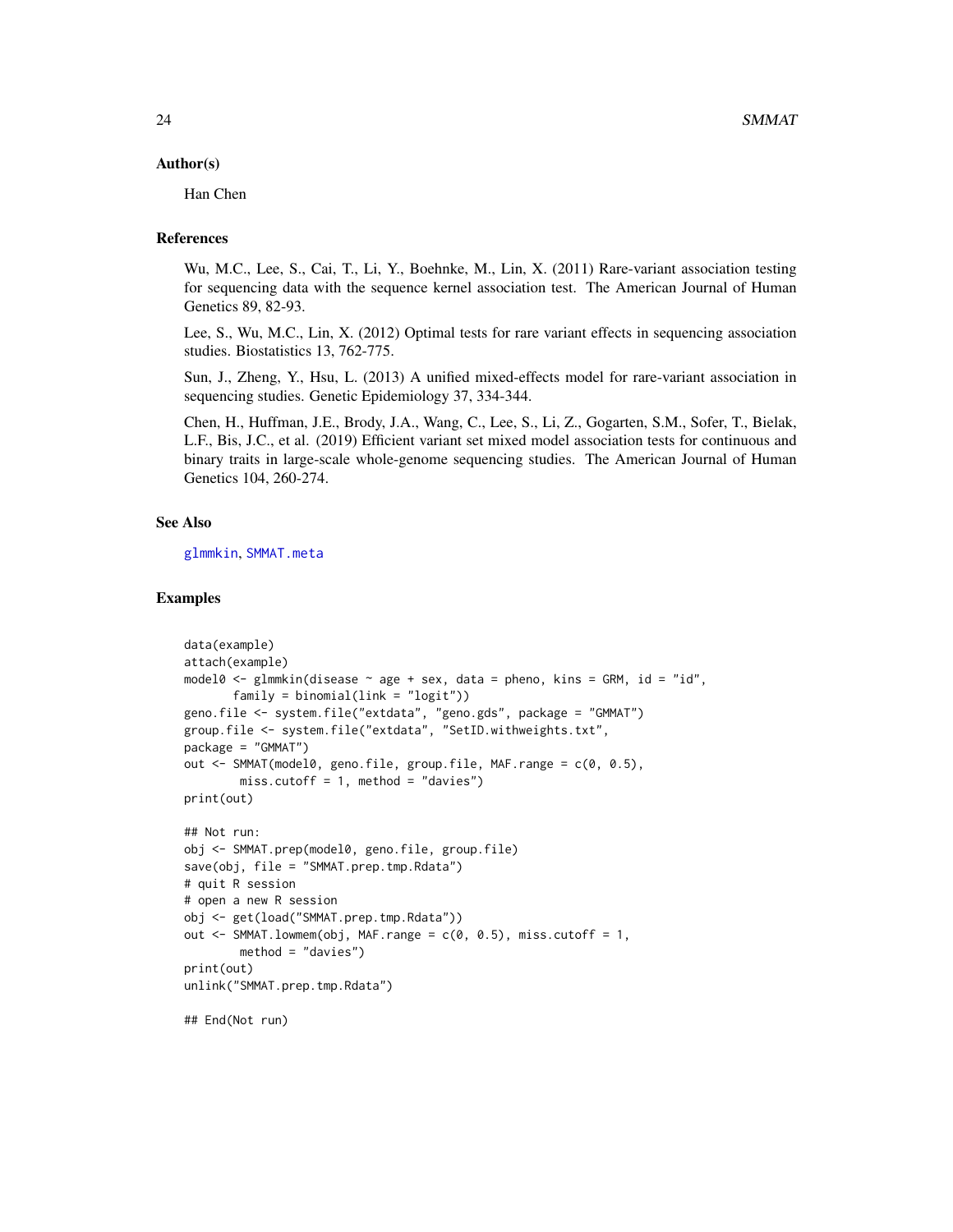### Author(s)

Han Chen

### References

Wu, M.C., Lee, S., Cai, T., Li, Y., Boehnke, M., Lin, X. (2011) Rare-variant association testing for sequencing data with the sequence kernel association test. The American Journal of Human Genetics 89, 82-93.

Lee, S., Wu, M.C., Lin, X. (2012) Optimal tests for rare variant effects in sequencing association studies. Biostatistics 13, 762-775.

Sun, J., Zheng, Y., Hsu, L. (2013) A unified mixed-effects model for rare-variant association in sequencing studies. Genetic Epidemiology 37, 334-344.

Chen, H., Huffman, J.E., Brody, J.A., Wang, C., Lee, S., Li, Z., Gogarten, S.M., Sofer, T., Bielak, L.F., Bis, J.C., et al. (2019) Efficient variant set mixed model association tests for continuous and binary traits in large-scale whole-genome sequencing studies. The American Journal of Human Genetics 104, 260-274.

### See Also

glmmkin, SMMAT.meta

### Examples

```
data(example)
attach(example)
model0 <- glmmkin(disease ~ age + sex, data = pheno, kins = GRM, id = "id",
       family = binomial(link = "logit"))
geno.file <- system.file("extdata", "geno.gds", package = "GMMAT")
group.file <- system.file("extdata", "SetID.withweights.txt",
package = "GMMAT")
out <- SMMAT(model0, geno.file, group.file, MAF.range = c(0, 0.5),
        miss.cutoff = 1, method = "davies")
print(out)

## Not run:
obj <- SMMAT.prep(model0, geno.file, group.file)
save(obj, file = "SMMAT.prep.tmp.Rdata")
# quit R session
# open a new R session
obj <- get(load("SMMAT.prep.tmp.Rdata"))
out <- SMMAT.lowmem(obj, MAF.range = c(0, 0.5), miss.cutoff = 1,
        method = "davies")
print(out)
unlink("SMMAT.prep.tmp.Rdata")

## End(Not run)
```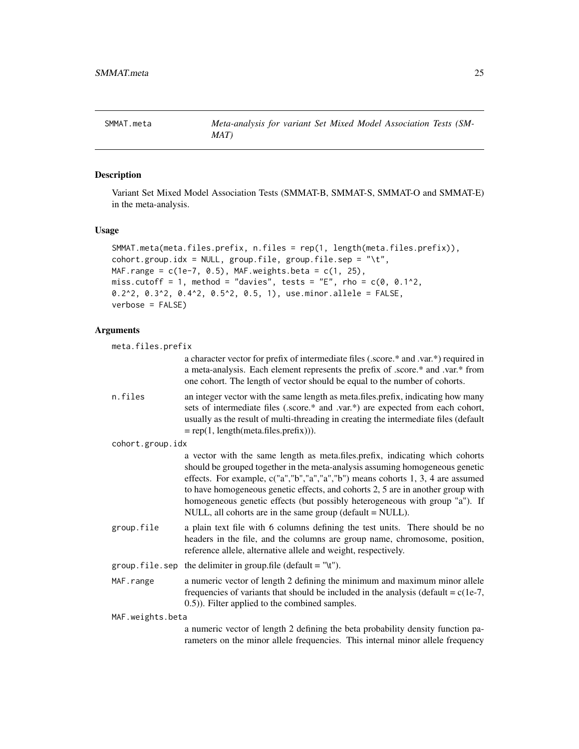# SMMAT.meta

*Meta-analysis for variant Set Mixed Model Association Tests (SMMAT)*

## Description

Variant Set Mixed Model Association Tests (SMMAT-B, SMMAT-S, SMMAT-O and SMMAT-E) in the meta-analysis.

## Usage

```
SMMAT.meta(meta.files.prefix, n.files = rep(1, length(meta.files.prefix)),
cohort.group.idx = NULL, group.file, group.file.sep = "\t",
MAF.range = c(1e-7, 0.5), MAF.weights.beta = c(1, 25),
miss.cutoff = 1, method = "davies", tests = "E", rho = c(0, 0.1^2,
0.2^2, 0.3^2, 0.4^2, 0.5^2, 0.5, 1), use.minor.allele = FALSE,
verbose = FALSE)
```

## Arguments

`meta.files.prefix`
: a character vector for prefix of intermediate files (.score.* and .var.*) required in a meta-analysis. Each element represents the prefix of .score.* and .var.* from one cohort. The length of vector should be equal to the number of cohorts.

`n.files`
: an integer vector with the same length as meta.files.prefix, indicating how many sets of intermediate files (.score.* and .var.*) are expected from each cohort, usually as the result of multi-threading in creating the intermediate files (default = rep(1, length(meta.files.prefix))).

`cohort.group.idx`
: a vector with the same length as meta.files.prefix, indicating which cohorts should be grouped together in the meta-analysis assuming homogeneous genetic effects. For example, c("a","b","a","a","b") means cohorts 1, 3, 4 are assumed to have homogeneous genetic effects, and cohorts 2, 5 are in another group with homogeneous genetic effects (but possibly heterogeneous with group "a"). If NULL, all cohorts are in the same group (default = NULL).

`group.file`
: a plain text file with 6 columns defining the test units. There should be no headers in the file, and the columns are group name, chromosome, position, reference allele, alternative allele and weight, respectively.

`group.file.sep`
: the delimiter in group.file (default = "\t").

`MAF.range`
: a numeric vector of length 2 defining the minimum and maximum minor allele frequencies of variants that should be included in the analysis (default = c(1e-7, 0.5)). Filter applied to the combined samples.

`MAF.weights.beta`
: a numeric vector of length 2 defining the beta probability density function parameters on the minor allele frequencies. This internal minor allele frequency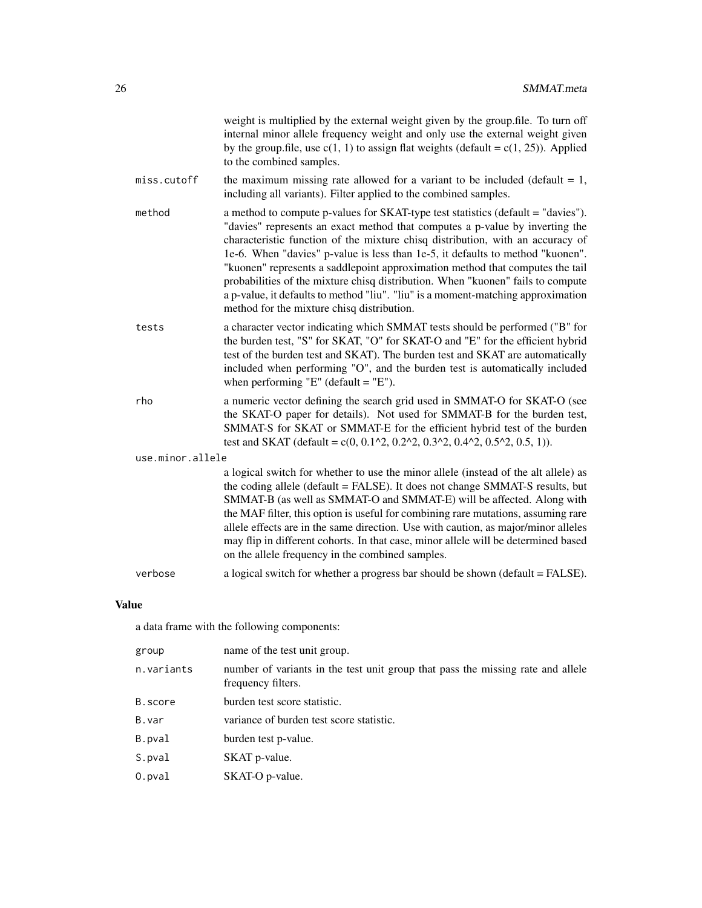weight is multiplied by the external weight given by the group.file. To turn off internal minor allele frequency weight and only use the external weight given by the group.file, use c(1, 1) to assign flat weights (default = c(1, 25)). Applied to the combined samples.

`miss.cutoff`
: the maximum missing rate allowed for a variant to be included (default = 1, including all variants). Filter applied to the combined samples.

`method`
: a method to compute p-values for SKAT-type test statistics (default = "davies"). "davies" represents an exact method that computes a p-value by inverting the characteristic function of the mixture chisq distribution, with an accuracy of 1e-6. When "davies" p-value is less than 1e-5, it defaults to method "kuonen". "kuonen" represents a saddlepoint approximation method that computes the tail probabilities of the mixture chisq distribution. When "kuonen" fails to compute a p-value, it defaults to method "liu". "liu" is a moment-matching approximation method for the mixture chisq distribution.

`tests`
: a character vector indicating which SMMAT tests should be performed ("B" for the burden test, "S" for SKAT, "O" for SKAT-O and "E" for the efficient hybrid test of the burden test and SKAT). The burden test and SKAT are automatically included when performing "O", and the burden test is automatically included when performing "E" (default = "E").

`rho`
: a numeric vector defining the search grid used in SMMAT-O for SKAT-O (see the SKAT-O paper for details). Not used for SMMAT-B for the burden test, SMMAT-S for SKAT or SMMAT-E for the efficient hybrid test of the burden test and SKAT (default = c(0, 0.1^2, 0.2^2, 0.3^2, 0.4^2, 0.5^2, 0.5, 1)).

`use.minor.allele`
: a logical switch for whether to use the minor allele (instead of the alt allele) as the coding allele (default = FALSE). It does not change SMMAT-S results, but SMMAT-B (as well as SMMAT-O and SMMAT-E) will be affected. Along with the MAF filter, this option is useful for combining rare mutations, assuming rare allele effects are in the same direction. Use with caution, as major/minor alleles may flip in different cohorts. In that case, minor allele will be determined based on the allele frequency in the combined samples.

`verbose`
: a logical switch for whether a progress bar should be shown (default = FALSE).

## Value

a data frame with the following components:

| | |
|---|---|
| `group` | name of the test unit group. |
| `n.variants` | number of variants in the test unit group that pass the missing rate and allele frequency filters. |
| `B.score` | burden test score statistic. |
| `B.var` | variance of burden test score statistic. |
| `B.pval` | burden test p-value. |
| `S.pval` | SKAT p-value. |
| `O.pval` | SKAT-O p-value. |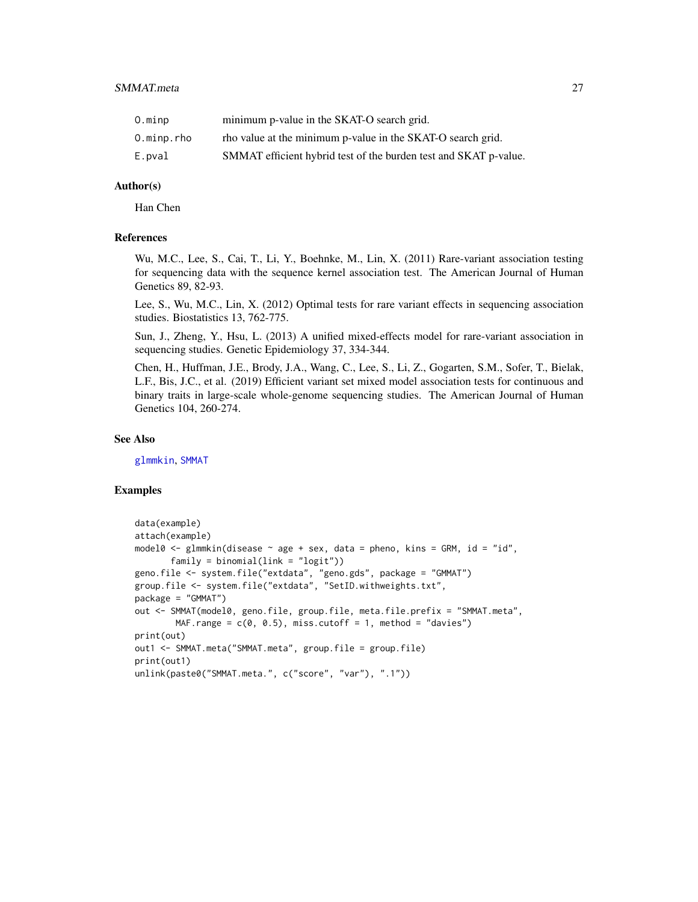| | |
|---|---|
| O.minp | minimum p-value in the SKAT-O search grid. |
| O.minp.rho | rho value at the minimum p-value in the SKAT-O search grid. |
| E.pval | SMMAT efficient hybrid test of the burden test and SKAT p-value. |

### Author(s)

Han Chen

### References

Wu, M.C., Lee, S., Cai, T., Li, Y., Boehnke, M., Lin, X. (2011) Rare-variant association testing for sequencing data with the sequence kernel association test. The American Journal of Human Genetics 89, 82-93.

Lee, S., Wu, M.C., Lin, X. (2012) Optimal tests for rare variant effects in sequencing association studies. Biostatistics 13, 762-775.

Sun, J., Zheng, Y., Hsu, L. (2013) A unified mixed-effects model for rare-variant association in sequencing studies. Genetic Epidemiology 37, 334-344.

Chen, H., Huffman, J.E., Brody, J.A., Wang, C., Lee, S., Li, Z., Gogarten, S.M., Sofer, T., Bielak, L.F., Bis, J.C., et al. (2019) Efficient variant set mixed model association tests for continuous and binary traits in large-scale whole-genome sequencing studies. The American Journal of Human Genetics 104, 260-274.

### See Also

glmmkin, SMMAT

### Examples

```
data(example)
attach(example)
model0 <- glmmkin(disease ~ age + sex, data = pheno, kins = GRM, id = "id",
       family = binomial(link = "logit"))
geno.file <- system.file("extdata", "geno.gds", package = "GMMAT")
group.file <- system.file("extdata", "SetID.withweights.txt",
package = "GMMAT")
out <- SMMAT(model0, geno.file, group.file, meta.file.prefix = "SMMAT.meta",
        MAF.range = c(0, 0.5), miss.cutoff = 1, method = "davies")
print(out)
out1 <- SMMAT.meta("SMMAT.meta", group.file = group.file)
print(out1)
unlink(paste0("SMMAT.meta.", c("score", "var"), ".1"))
```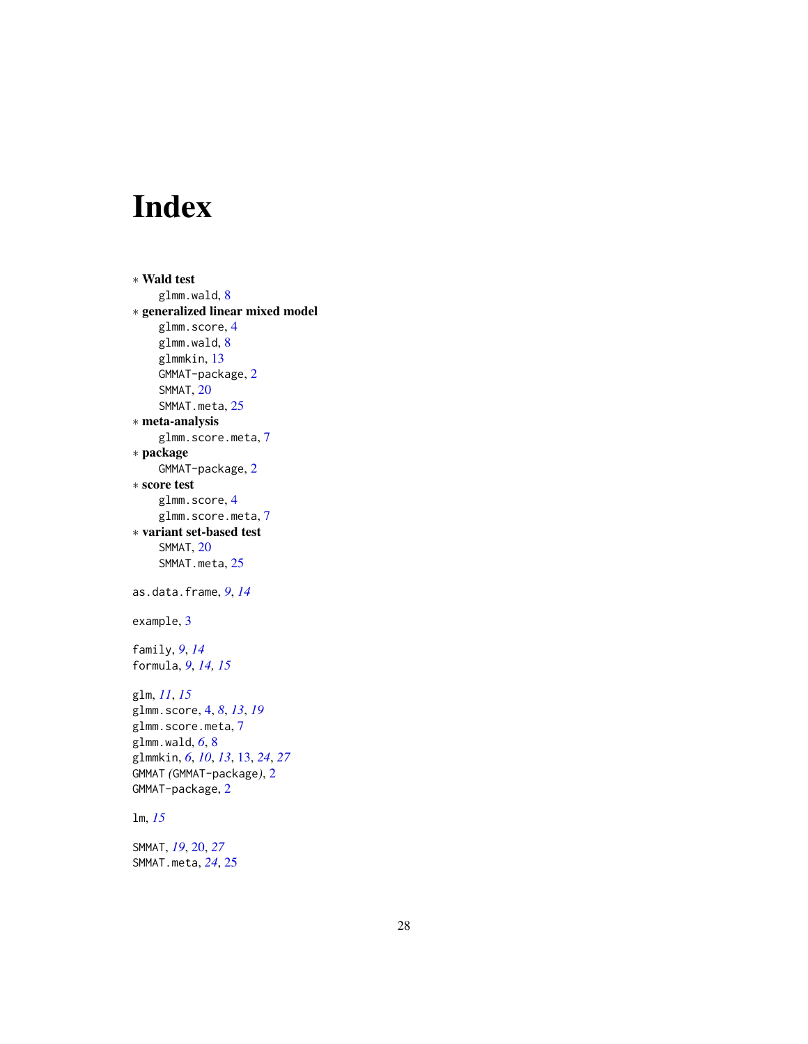# Index

∗ **Wald test**
  glmm.wald, 8

∗ **generalized linear mixed model**
  glmm.score, 4
  glmm.wald, 8
  glmmkin, 13
  GMMAT-package, 2
  SMMAT, 20
  SMMAT.meta, 25

∗ **meta-analysis**
  glmm.score.meta, 7

∗ **package**
  GMMAT-package, 2

∗ **score test**
  glmm.score, 4
  glmm.score.meta, 7

∗ **variant set-based test**
  SMMAT, 20
  SMMAT.meta, 25

as.data.frame, *9*, *14*

example, 3

family, *9*, *14*
formula, *9*, *14, 15*

glm, *11*, *15*
glmm.score, 4, *8*, *13*, *19*
glmm.score.meta, 7
glmm.wald, *6*, 8
glmmkin, *6*, *10*, *13*, 13, *24*, *27*
GMMAT *(*GMMAT-package*)*, 2
GMMAT-package, 2

lm, *15*

SMMAT, *19*, 20, *27*
SMMAT.meta, *24*, 25